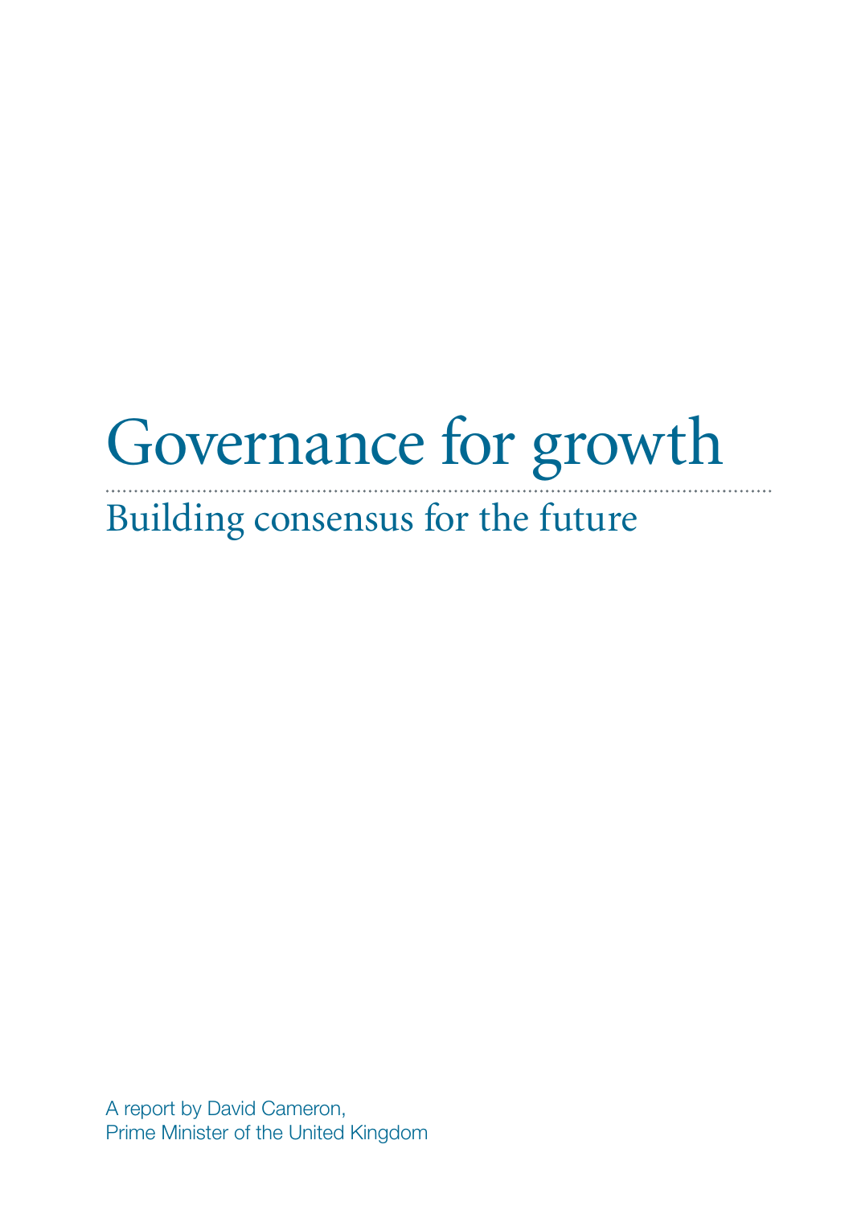# Governance for growth

## Building consensus for the future

A report by David Cameron,
Prime Minister of the United Kingdom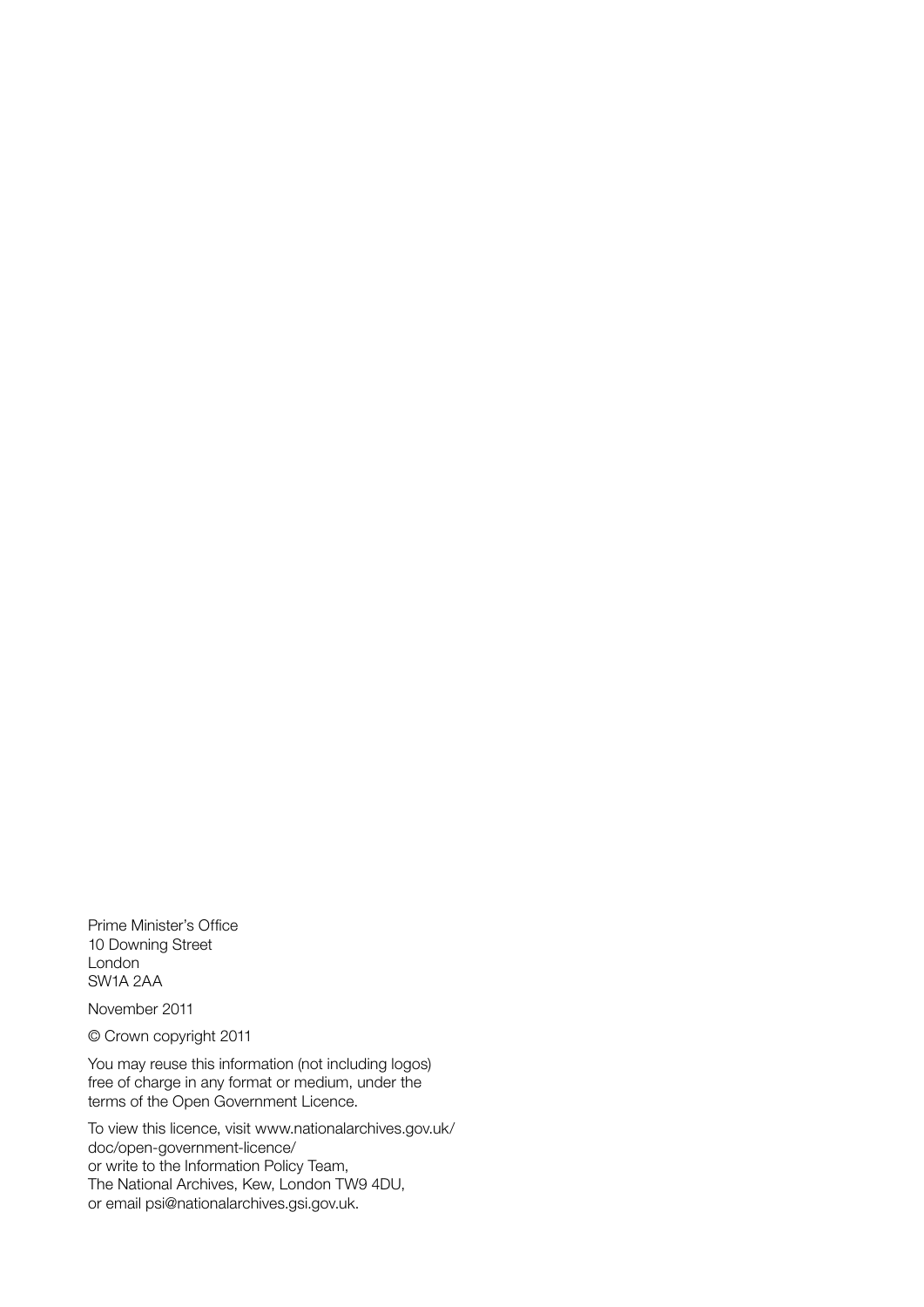Prime Minister's Office
10 Downing Street
London
SW1A 2AA

November 2011

© Crown copyright 2011

You may reuse this information (not including logos) free of charge in any format or medium, under the terms of the Open Government Licence.

To view this licence, visit www.nationalarchives.gov.uk/doc/open-government-licence/
or write to the Information Policy Team,
The National Archives, Kew, London TW9 4DU,
or email psi@nationalarchives.gsi.gov.uk.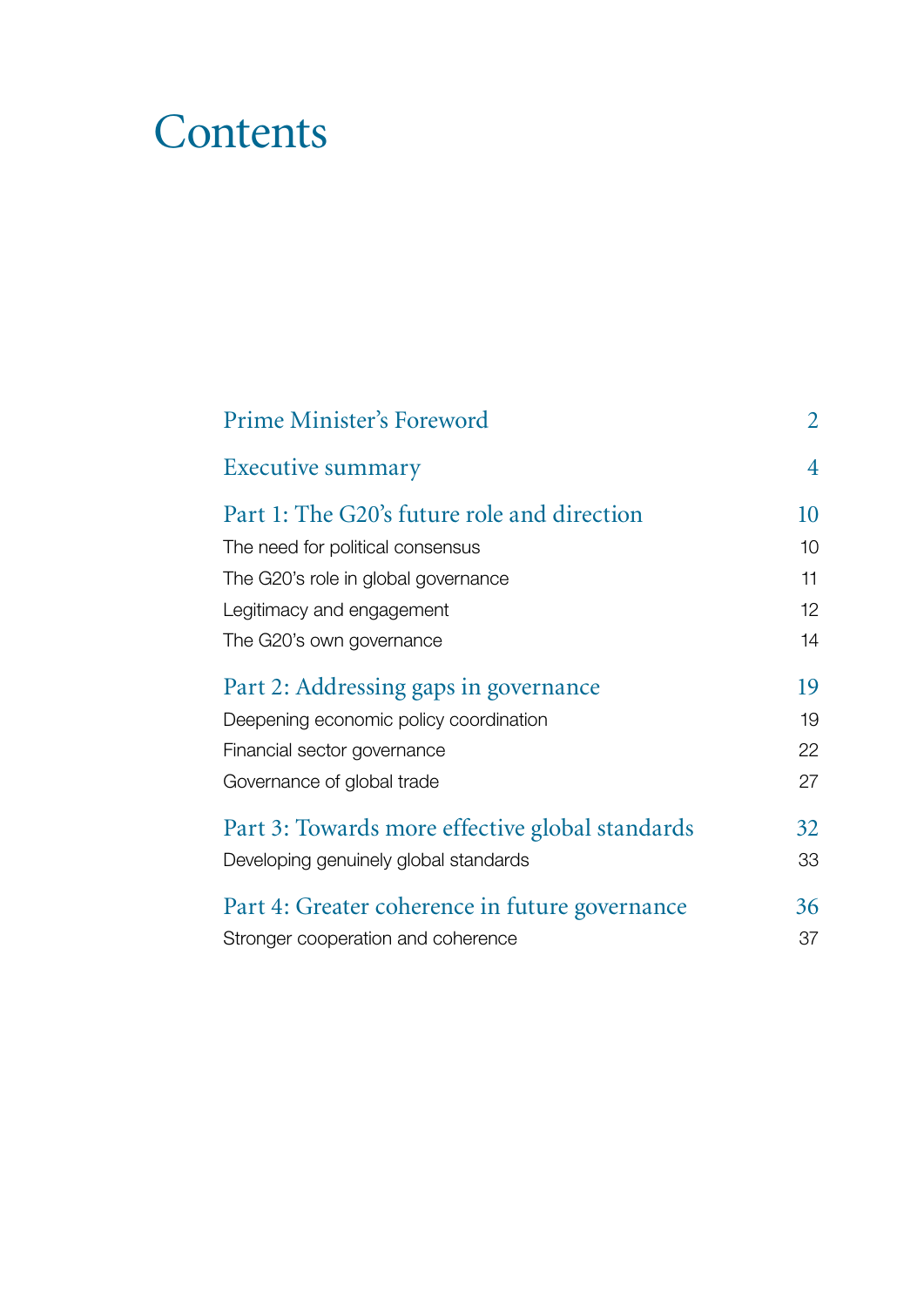# Contents

| | |
|---|---|
| **Prime Minister's Foreword** | **2** |
| **Executive summary** | **4** |
| **Part 1: The G20's future role and direction** | **10** |
| The need for political consensus | 10 |
| The G20's role in global governance | 11 |
| Legitimacy and engagement | 12 |
| The G20's own governance | 14 |
| **Part 2: Addressing gaps in governance** | **19** |
| Deepening economic policy coordination | 19 |
| Financial sector governance | 22 |
| Governance of global trade | 27 |
| **Part 3: Towards more effective global standards** | **32** |
| Developing genuinely global standards | 33 |
| **Part 4: Greater coherence in future governance** | **36** |
| Stronger cooperation and coherence | 37 |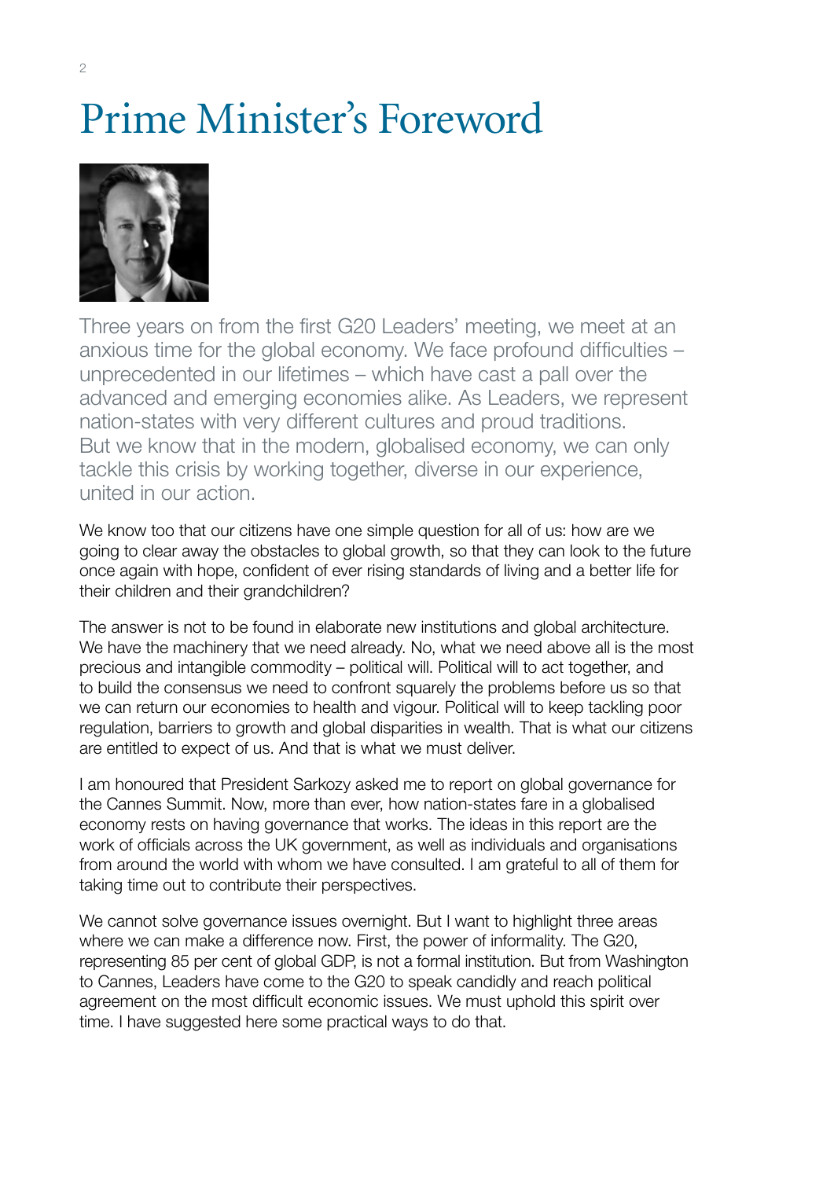# Prime Minister's Foreword

Three years on from the first G20 Leaders' meeting, we meet at an anxious time for the global economy. We face profound difficulties – unprecedented in our lifetimes – which have cast a pall over the advanced and emerging economies alike. As Leaders, we represent nation-states with very different cultures and proud traditions. But we know that in the modern, globalised economy, we can only tackle this crisis by working together, diverse in our experience, united in our action.

We know too that our citizens have one simple question for all of us: how are we going to clear away the obstacles to global growth, so that they can look to the future once again with hope, confident of ever rising standards of living and a better life for their children and their grandchildren?

The answer is not to be found in elaborate new institutions and global architecture. We have the machinery that we need already. No, what we need above all is the most precious and intangible commodity – political will. Political will to act together, and to build the consensus we need to confront squarely the problems before us so that we can return our economies to health and vigour. Political will to keep tackling poor regulation, barriers to growth and global disparities in wealth. That is what our citizens are entitled to expect of us. And that is what we must deliver.

I am honoured that President Sarkozy asked me to report on global governance for the Cannes Summit. Now, more than ever, how nation-states fare in a globalised economy rests on having governance that works. The ideas in this report are the work of officials across the UK government, as well as individuals and organisations from around the world with whom we have consulted. I am grateful to all of them for taking time out to contribute their perspectives.

We cannot solve governance issues overnight. But I want to highlight three areas where we can make a difference now. First, the power of informality. The G20, representing 85 per cent of global GDP, is not a formal institution. But from Washington to Cannes, Leaders have come to the G20 to speak candidly and reach political agreement on the most difficult economic issues. We must uphold this spirit over time. I have suggested here some practical ways to do that.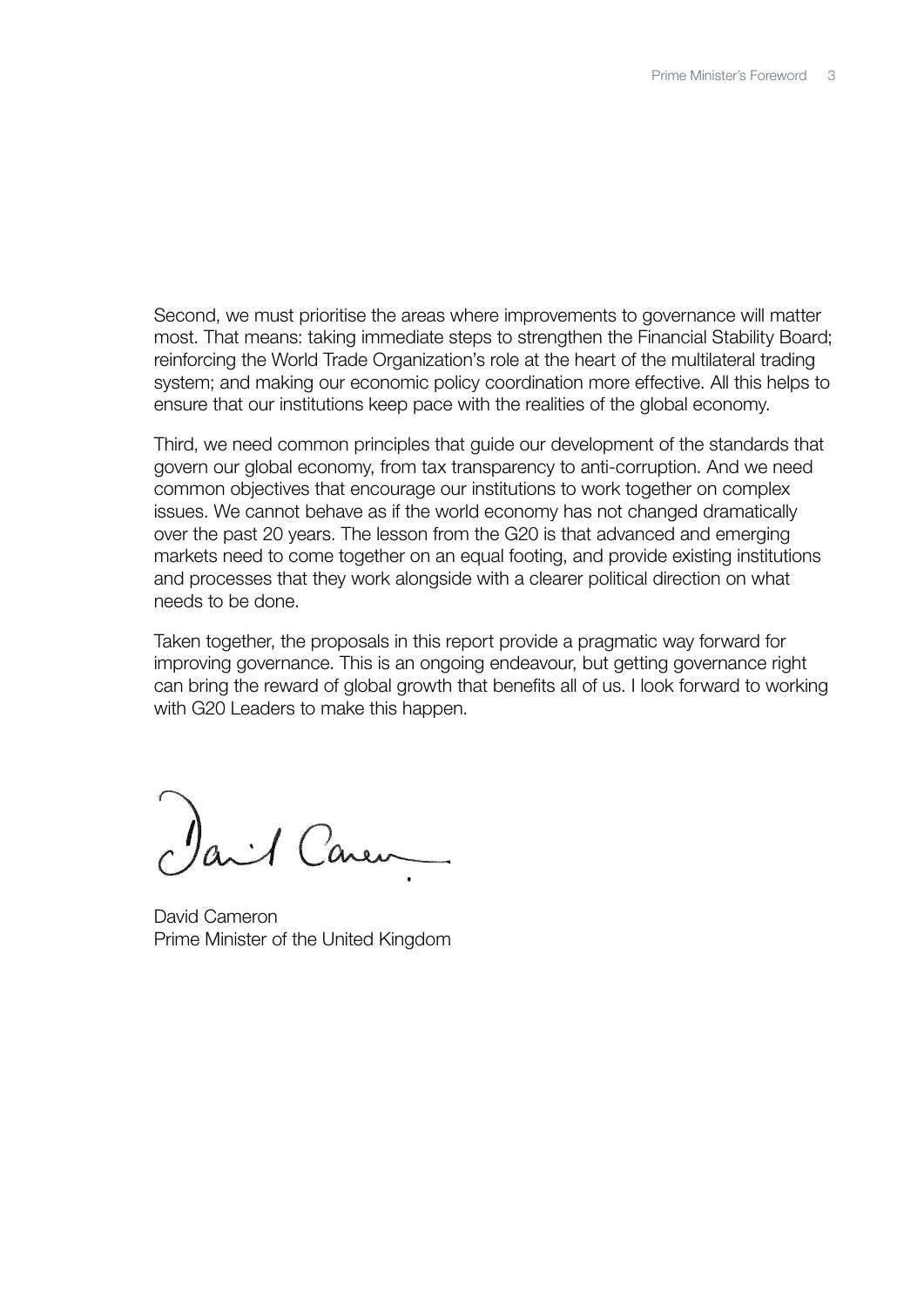Second, we must prioritise the areas where improvements to governance will matter most. That means: taking immediate steps to strengthen the Financial Stability Board; reinforcing the World Trade Organization's role at the heart of the multilateral trading system; and making our economic policy coordination more effective. All this helps to ensure that our institutions keep pace with the realities of the global economy.

Third, we need common principles that guide our development of the standards that govern our global economy, from tax transparency to anti-corruption. And we need common objectives that encourage our institutions to work together on complex issues. We cannot behave as if the world economy has not changed dramatically over the past 20 years. The lesson from the G20 is that advanced and emerging markets need to come together on an equal footing, and provide existing institutions and processes that they work alongside with a clearer political direction on what needs to be done.

Taken together, the proposals in this report provide a pragmatic way forward for improving governance. This is an ongoing endeavour, but getting governance right can bring the reward of global growth that benefits all of us. I look forward to working with G20 Leaders to make this happen.

David Cameron
Prime Minister of the United Kingdom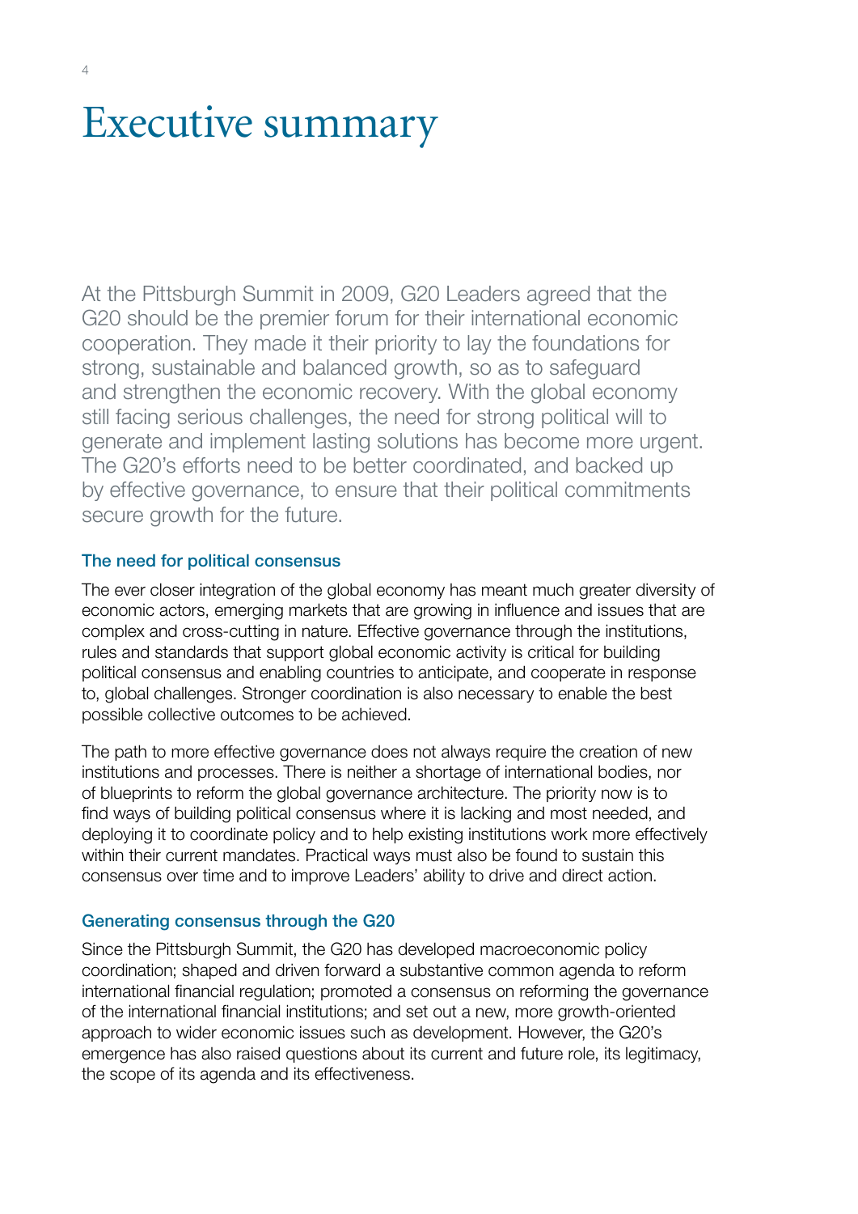# Executive summary

At the Pittsburgh Summit in 2009, G20 Leaders agreed that the G20 should be the premier forum for their international economic cooperation. They made it their priority to lay the foundations for strong, sustainable and balanced growth, so as to safeguard and strengthen the economic recovery. With the global economy still facing serious challenges, the need for strong political will to generate and implement lasting solutions has become more urgent. The G20's efforts need to be better coordinated, and backed up by effective governance, to ensure that their political commitments secure growth for the future.

### The need for political consensus

The ever closer integration of the global economy has meant much greater diversity of economic actors, emerging markets that are growing in influence and issues that are complex and cross-cutting in nature. Effective governance through the institutions, rules and standards that support global economic activity is critical for building political consensus and enabling countries to anticipate, and cooperate in response to, global challenges. Stronger coordination is also necessary to enable the best possible collective outcomes to be achieved.

The path to more effective governance does not always require the creation of new institutions and processes. There is neither a shortage of international bodies, nor of blueprints to reform the global governance architecture. The priority now is to find ways of building political consensus where it is lacking and most needed, and deploying it to coordinate policy and to help existing institutions work more effectively within their current mandates. Practical ways must also be found to sustain this consensus over time and to improve Leaders' ability to drive and direct action.

### Generating consensus through the G20

Since the Pittsburgh Summit, the G20 has developed macroeconomic policy coordination; shaped and driven forward a substantive common agenda to reform international financial regulation; promoted a consensus on reforming the governance of the international financial institutions; and set out a new, more growth-oriented approach to wider economic issues such as development. However, the G20's emergence has also raised questions about its current and future role, its legitimacy, the scope of its agenda and its effectiveness.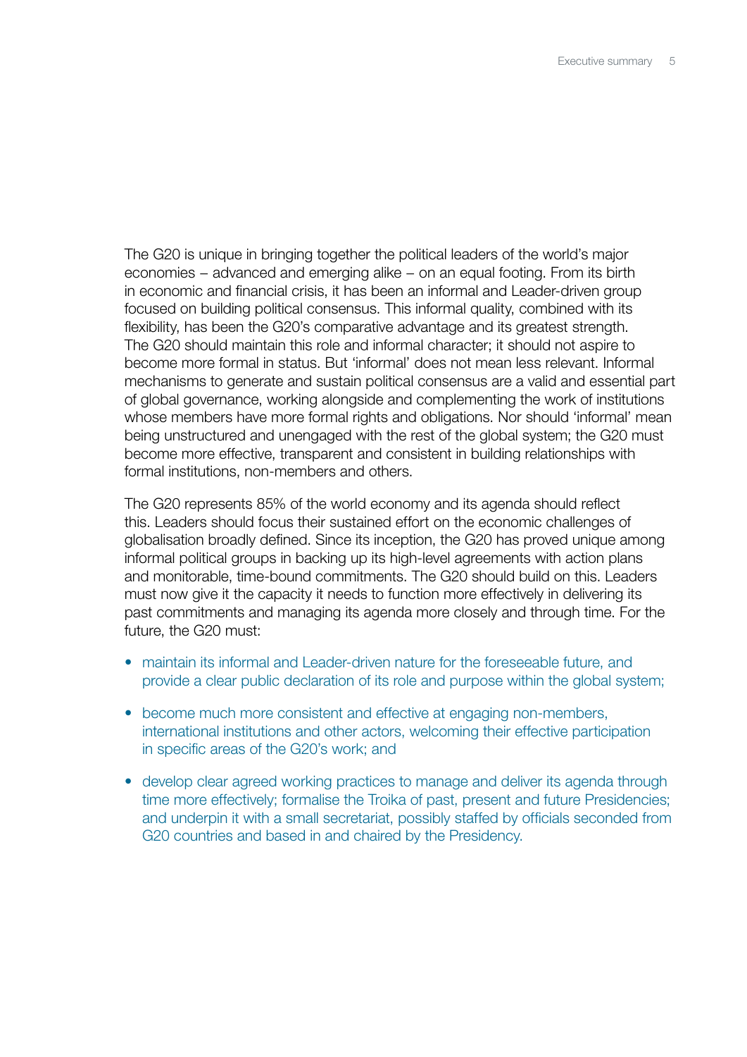The G20 is unique in bringing together the political leaders of the world's major economies – advanced and emerging alike – on an equal footing. From its birth in economic and financial crisis, it has been an informal and Leader-driven group focused on building political consensus. This informal quality, combined with its flexibility, has been the G20's comparative advantage and its greatest strength. The G20 should maintain this role and informal character; it should not aspire to become more formal in status. But 'informal' does not mean less relevant. Informal mechanisms to generate and sustain political consensus are a valid and essential part of global governance, working alongside and complementing the work of institutions whose members have more formal rights and obligations. Nor should 'informal' mean being unstructured and unengaged with the rest of the global system; the G20 must become more effective, transparent and consistent in building relationships with formal institutions, non-members and others.

The G20 represents 85% of the world economy and its agenda should reflect this. Leaders should focus their sustained effort on the economic challenges of globalisation broadly defined. Since its inception, the G20 has proved unique among informal political groups in backing up its high-level agreements with action plans and monitorable, time-bound commitments. The G20 should build on this. Leaders must now give it the capacity it needs to function more effectively in delivering its past commitments and managing its agenda more closely and through time. For the future, the G20 must:

- maintain its informal and Leader-driven nature for the foreseeable future, and provide a clear public declaration of its role and purpose within the global system;
- become much more consistent and effective at engaging non-members, international institutions and other actors, welcoming their effective participation in specific areas of the G20's work; and
- develop clear agreed working practices to manage and deliver its agenda through time more effectively; formalise the Troika of past, present and future Presidencies; and underpin it with a small secretariat, possibly staffed by officials seconded from G20 countries and based in and chaired by the Presidency.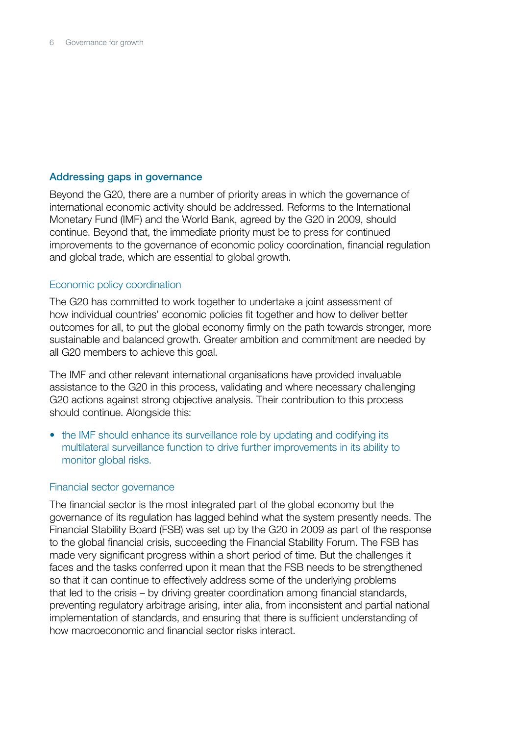## Addressing gaps in governance

Beyond the G20, there are a number of priority areas in which the governance of international economic activity should be addressed. Reforms to the International Monetary Fund (IMF) and the World Bank, agreed by the G20 in 2009, should continue. Beyond that, the immediate priority must be to press for continued improvements to the governance of economic policy coordination, financial regulation and global trade, which are essential to global growth.

### Economic policy coordination

The G20 has committed to work together to undertake a joint assessment of how individual countries' economic policies fit together and how to deliver better outcomes for all, to put the global economy firmly on the path towards stronger, more sustainable and balanced growth. Greater ambition and commitment are needed by all G20 members to achieve this goal.

The IMF and other relevant international organisations have provided invaluable assistance to the G20 in this process, validating and where necessary challenging G20 actions against strong objective analysis. Their contribution to this process should continue. Alongside this:

- the IMF should enhance its surveillance role by updating and codifying its multilateral surveillance function to drive further improvements in its ability to monitor global risks.

### Financial sector governance

The financial sector is the most integrated part of the global economy but the governance of its regulation has lagged behind what the system presently needs. The Financial Stability Board (FSB) was set up by the G20 in 2009 as part of the response to the global financial crisis, succeeding the Financial Stability Forum. The FSB has made very significant progress within a short period of time. But the challenges it faces and the tasks conferred upon it mean that the FSB needs to be strengthened so that it can continue to effectively address some of the underlying problems that led to the crisis – by driving greater coordination among financial standards, preventing regulatory arbitrage arising, inter alia, from inconsistent and partial national implementation of standards, and ensuring that there is sufficient understanding of how macroeconomic and financial sector risks interact.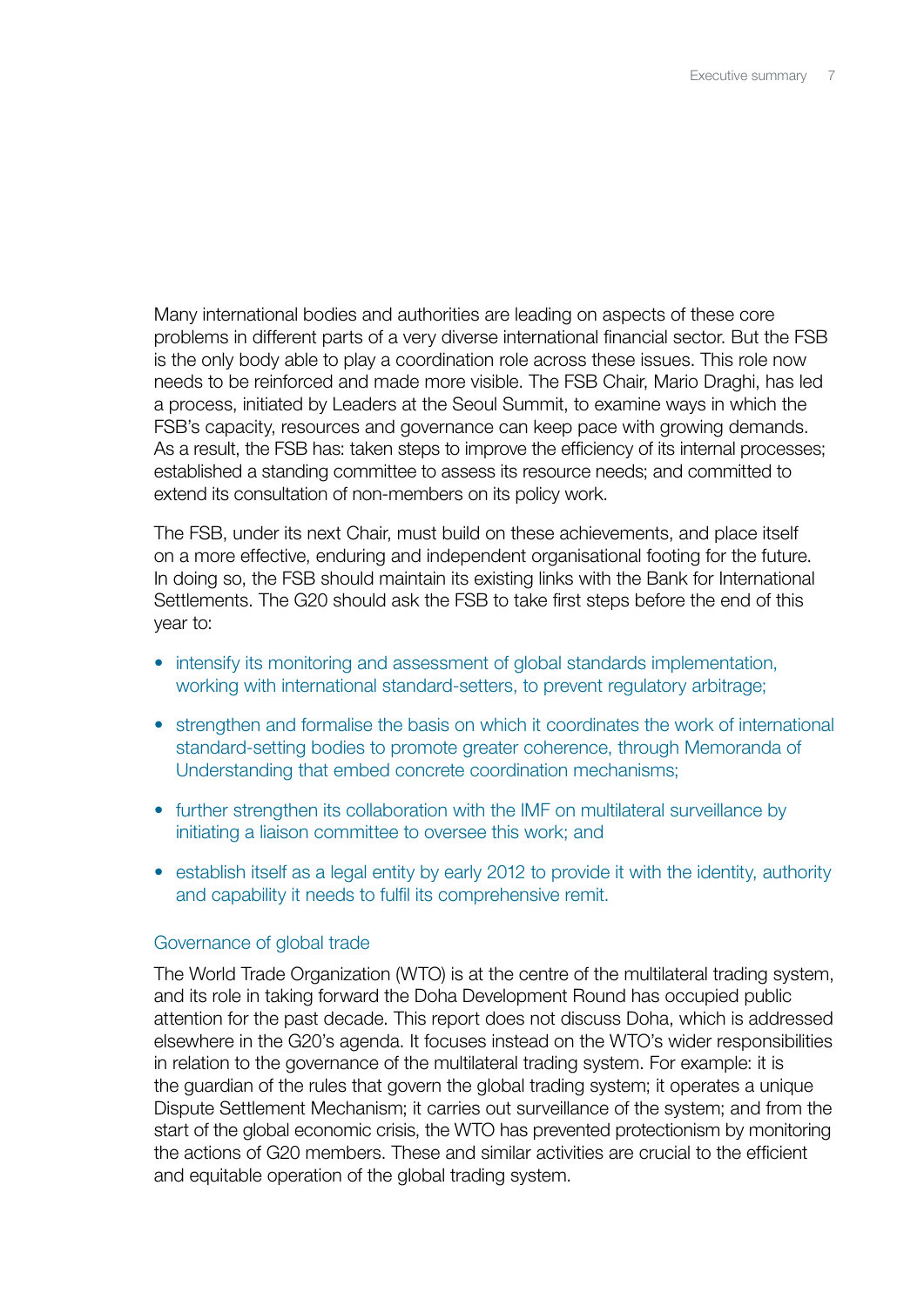Many international bodies and authorities are leading on aspects of these core problems in different parts of a very diverse international financial sector. But the FSB is the only body able to play a coordination role across these issues. This role now needs to be reinforced and made more visible. The FSB Chair, Mario Draghi, has led a process, initiated by Leaders at the Seoul Summit, to examine ways in which the FSB's capacity, resources and governance can keep pace with growing demands. As a result, the FSB has: taken steps to improve the efficiency of its internal processes; established a standing committee to assess its resource needs; and committed to extend its consultation of non-members on its policy work.

The FSB, under its next Chair, must build on these achievements, and place itself on a more effective, enduring and independent organisational footing for the future. In doing so, the FSB should maintain its existing links with the Bank for International Settlements. The G20 should ask the FSB to take first steps before the end of this year to:

- intensify its monitoring and assessment of global standards implementation, working with international standard-setters, to prevent regulatory arbitrage;
- strengthen and formalise the basis on which it coordinates the work of international standard-setting bodies to promote greater coherence, through Memoranda of Understanding that embed concrete coordination mechanisms;
- further strengthen its collaboration with the IMF on multilateral surveillance by initiating a liaison committee to oversee this work; and
- establish itself as a legal entity by early 2012 to provide it with the identity, authority and capability it needs to fulfil its comprehensive remit.

### Governance of global trade

The World Trade Organization (WTO) is at the centre of the multilateral trading system, and its role in taking forward the Doha Development Round has occupied public attention for the past decade. This report does not discuss Doha, which is addressed elsewhere in the G20's agenda. It focuses instead on the WTO's wider responsibilities in relation to the governance of the multilateral trading system. For example: it is the guardian of the rules that govern the global trading system; it operates a unique Dispute Settlement Mechanism; it carries out surveillance of the system; and from the start of the global economic crisis, the WTO has prevented protectionism by monitoring the actions of G20 members. These and similar activities are crucial to the efficient and equitable operation of the global trading system.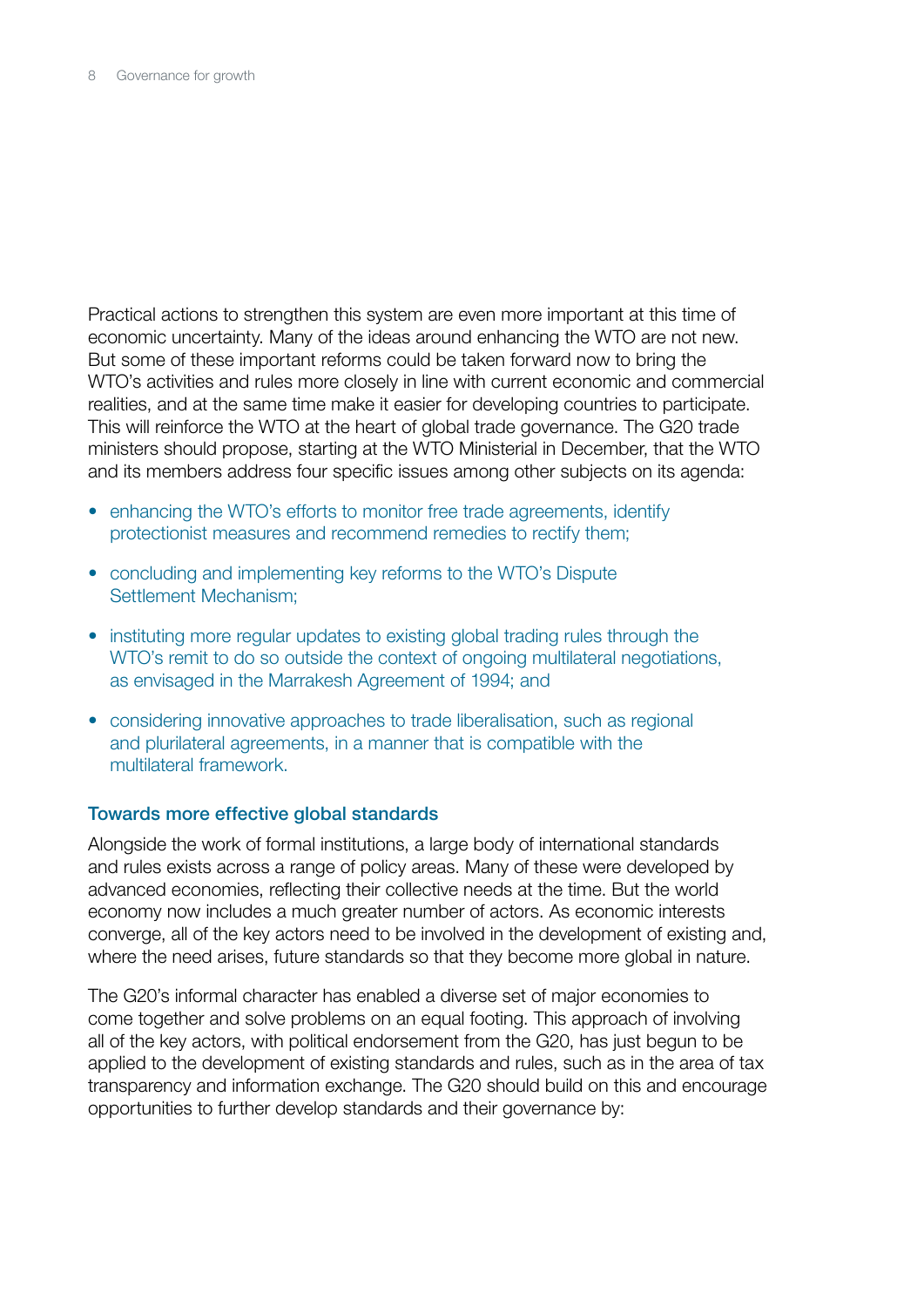Practical actions to strengthen this system are even more important at this time of economic uncertainty. Many of the ideas around enhancing the WTO are not new. But some of these important reforms could be taken forward now to bring the WTO's activities and rules more closely in line with current economic and commercial realities, and at the same time make it easier for developing countries to participate. This will reinforce the WTO at the heart of global trade governance. The G20 trade ministers should propose, starting at the WTO Ministerial in December, that the WTO and its members address four specific issues among other subjects on its agenda:

- enhancing the WTO's efforts to monitor free trade agreements, identify protectionist measures and recommend remedies to rectify them;
- concluding and implementing key reforms to the WTO's Dispute Settlement Mechanism;
- instituting more regular updates to existing global trading rules through the WTO's remit to do so outside the context of ongoing multilateral negotiations, as envisaged in the Marrakesh Agreement of 1994; and
- considering innovative approaches to trade liberalisation, such as regional and plurilateral agreements, in a manner that is compatible with the multilateral framework.

### Towards more effective global standards

Alongside the work of formal institutions, a large body of international standards and rules exists across a range of policy areas. Many of these were developed by advanced economies, reflecting their collective needs at the time. But the world economy now includes a much greater number of actors. As economic interests converge, all of the key actors need to be involved in the development of existing and, where the need arises, future standards so that they become more global in nature.

The G20's informal character has enabled a diverse set of major economies to come together and solve problems on an equal footing. This approach of involving all of the key actors, with political endorsement from the G20, has just begun to be applied to the development of existing standards and rules, such as in the area of tax transparency and information exchange. The G20 should build on this and encourage opportunities to further develop standards and their governance by: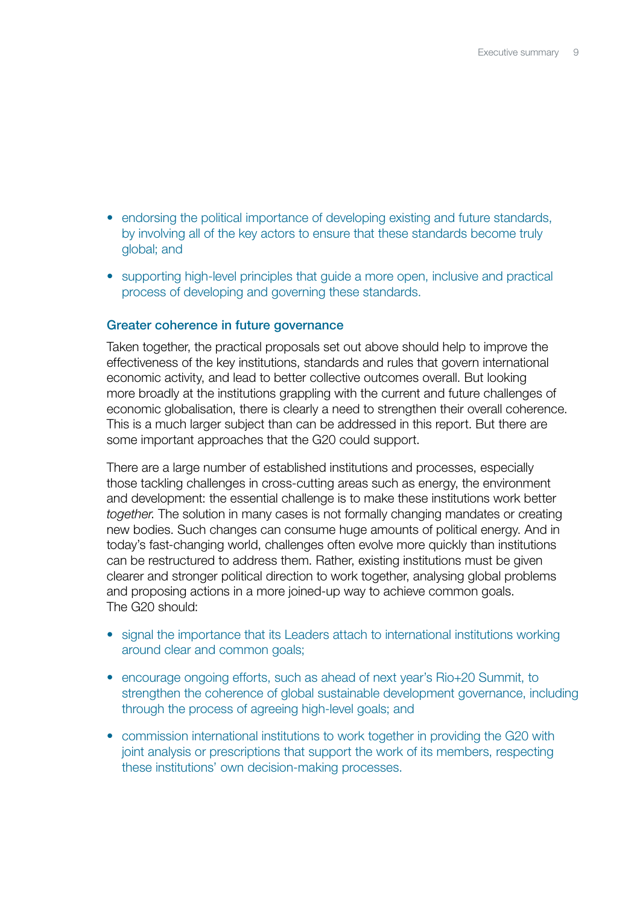- endorsing the political importance of developing existing and future standards, by involving all of the key actors to ensure that these standards become truly global; and
- supporting high-level principles that guide a more open, inclusive and practical process of developing and governing these standards.

### Greater coherence in future governance

Taken together, the practical proposals set out above should help to improve the effectiveness of the key institutions, standards and rules that govern international economic activity, and lead to better collective outcomes overall. But looking more broadly at the institutions grappling with the current and future challenges of economic globalisation, there is clearly a need to strengthen their overall coherence. This is a much larger subject than can be addressed in this report. But there are some important approaches that the G20 could support.

There are a large number of established institutions and processes, especially those tackling challenges in cross-cutting areas such as energy, the environment and development: the essential challenge is to make these institutions work better *together*. The solution in many cases is not formally changing mandates or creating new bodies. Such changes can consume huge amounts of political energy. And in today's fast-changing world, challenges often evolve more quickly than institutions can be restructured to address them. Rather, existing institutions must be given clearer and stronger political direction to work together, analysing global problems and proposing actions in a more joined-up way to achieve common goals. The G20 should:

- signal the importance that its Leaders attach to international institutions working around clear and common goals;
- encourage ongoing efforts, such as ahead of next year's Rio+20 Summit, to strengthen the coherence of global sustainable development governance, including through the process of agreeing high-level goals; and
- commission international institutions to work together in providing the G20 with joint analysis or prescriptions that support the work of its members, respecting these institutions' own decision-making processes.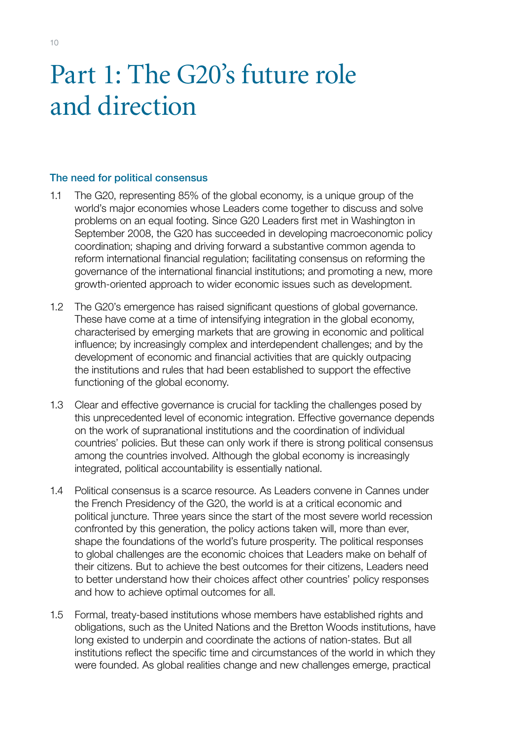# Part 1: The G20's future role and direction

### The need for political consensus

1.1 The G20, representing 85% of the global economy, is a unique group of the world's major economies whose Leaders come together to discuss and solve problems on an equal footing. Since G20 Leaders first met in Washington in September 2008, the G20 has succeeded in developing macroeconomic policy coordination; shaping and driving forward a substantive common agenda to reform international financial regulation; facilitating consensus on reforming the governance of the international financial institutions; and promoting a new, more growth-oriented approach to wider economic issues such as development.

1.2 The G20's emergence has raised significant questions of global governance. These have come at a time of intensifying integration in the global economy, characterised by emerging markets that are growing in economic and political influence; by increasingly complex and interdependent challenges; and by the development of economic and financial activities that are quickly outpacing the institutions and rules that had been established to support the effective functioning of the global economy.

1.3 Clear and effective governance is crucial for tackling the challenges posed by this unprecedented level of economic integration. Effective governance depends on the work of supranational institutions and the coordination of individual countries' policies. But these can only work if there is strong political consensus among the countries involved. Although the global economy is increasingly integrated, political accountability is essentially national.

1.4 Political consensus is a scarce resource. As Leaders convene in Cannes under the French Presidency of the G20, the world is at a critical economic and political juncture. Three years since the start of the most severe world recession confronted by this generation, the policy actions taken will, more than ever, shape the foundations of the world's future prosperity. The political responses to global challenges are the economic choices that Leaders make on behalf of their citizens. But to achieve the best outcomes for their citizens, Leaders need to better understand how their choices affect other countries' policy responses and how to achieve optimal outcomes for all.

1.5 Formal, treaty-based institutions whose members have established rights and obligations, such as the United Nations and the Bretton Woods institutions, have long existed to underpin and coordinate the actions of nation-states. But all institutions reflect the specific time and circumstances of the world in which they were founded. As global realities change and new challenges emerge, practical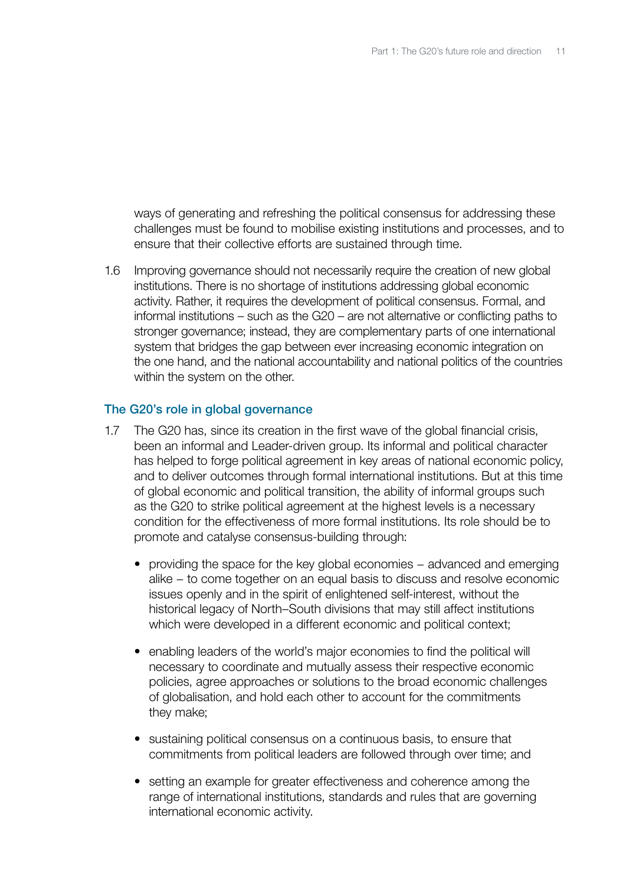ways of generating and refreshing the political consensus for addressing these challenges must be found to mobilise existing institutions and processes, and to ensure that their collective efforts are sustained through time.

1.6 Improving governance should not necessarily require the creation of new global institutions. There is no shortage of institutions addressing global economic activity. Rather, it requires the development of political consensus. Formal, and informal institutions – such as the G20 – are not alternative or conflicting paths to stronger governance; instead, they are complementary parts of one international system that bridges the gap between ever increasing economic integration on the one hand, and the national accountability and national politics of the countries within the system on the other.

### The G20's role in global governance

1.7 The G20 has, since its creation in the first wave of the global financial crisis, been an informal and Leader-driven group. Its informal and political character has helped to forge political agreement in key areas of national economic policy, and to deliver outcomes through formal international institutions. But at this time of global economic and political transition, the ability of informal groups such as the G20 to strike political agreement at the highest levels is a necessary condition for the effectiveness of more formal institutions. Its role should be to promote and catalyse consensus-building through:

- providing the space for the key global economies – advanced and emerging alike – to come together on an equal basis to discuss and resolve economic issues openly and in the spirit of enlightened self-interest, without the historical legacy of North–South divisions that may still affect institutions which were developed in a different economic and political context;

- enabling leaders of the world's major economies to find the political will necessary to coordinate and mutually assess their respective economic policies, agree approaches or solutions to the broad economic challenges of globalisation, and hold each other to account for the commitments they make;

- sustaining political consensus on a continuous basis, to ensure that commitments from political leaders are followed through over time; and

- setting an example for greater effectiveness and coherence among the range of international institutions, standards and rules that are governing international economic activity.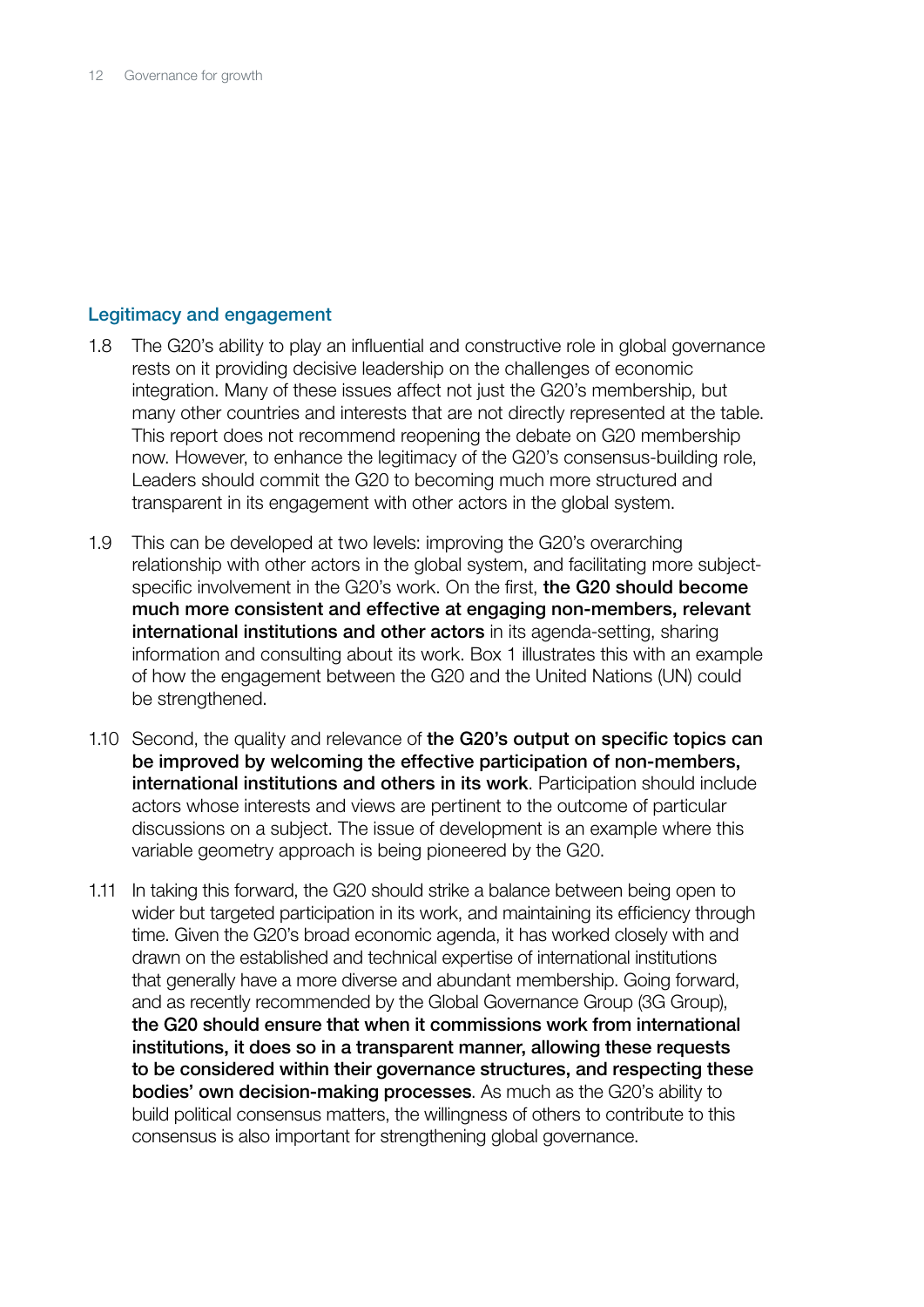### Legitimacy and engagement

1.8 The G20's ability to play an influential and constructive role in global governance rests on it providing decisive leadership on the challenges of economic integration. Many of these issues affect not just the G20's membership, but many other countries and interests that are not directly represented at the table. This report does not recommend reopening the debate on G20 membership now. However, to enhance the legitimacy of the G20's consensus-building role, Leaders should commit the G20 to becoming much more structured and transparent in its engagement with other actors in the global system.

1.9 This can be developed at two levels: improving the G20's overarching relationship with other actors in the global system, and facilitating more subject-specific involvement in the G20's work. On the first, **the G20 should become much more consistent and effective at engaging non-members, relevant international institutions and other actors** in its agenda-setting, sharing information and consulting about its work. Box 1 illustrates this with an example of how the engagement between the G20 and the United Nations (UN) could be strengthened.

1.10 Second, the quality and relevance of **the G20's output on specific topics can be improved by welcoming the effective participation of non-members, international institutions and others in its work**. Participation should include actors whose interests and views are pertinent to the outcome of particular discussions on a subject. The issue of development is an example where this variable geometry approach is being pioneered by the G20.

1.11 In taking this forward, the G20 should strike a balance between being open to wider but targeted participation in its work, and maintaining its efficiency through time. Given the G20's broad economic agenda, it has worked closely with and drawn on the established and technical expertise of international institutions that generally have a more diverse and abundant membership. Going forward, and as recently recommended by the Global Governance Group (3G Group), **the G20 should ensure that when it commissions work from international institutions, it does so in a transparent manner, allowing these requests to be considered within their governance structures, and respecting these bodies' own decision-making processes**. As much as the G20's ability to build political consensus matters, the willingness of others to contribute to this consensus is also important for strengthening global governance.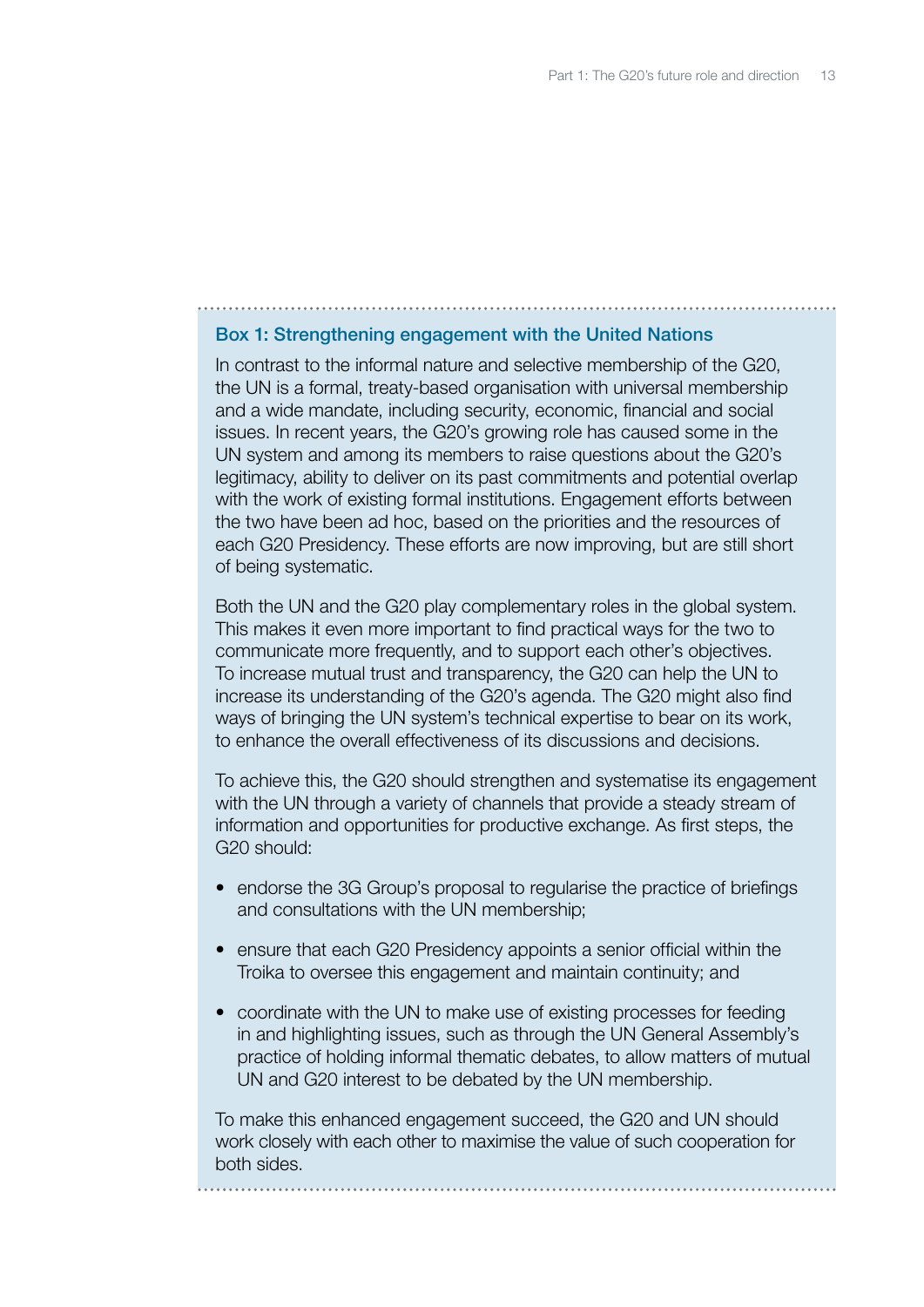### Box 1: Strengthening engagement with the United Nations

In contrast to the informal nature and selective membership of the G20, the UN is a formal, treaty-based organisation with universal membership and a wide mandate, including security, economic, financial and social issues. In recent years, the G20's growing role has caused some in the UN system and among its members to raise questions about the G20's legitimacy, ability to deliver on its past commitments and potential overlap with the work of existing formal institutions. Engagement efforts between the two have been ad hoc, based on the priorities and the resources of each G20 Presidency. These efforts are now improving, but are still short of being systematic.

Both the UN and the G20 play complementary roles in the global system. This makes it even more important to find practical ways for the two to communicate more frequently, and to support each other's objectives. To increase mutual trust and transparency, the G20 can help the UN to increase its understanding of the G20's agenda. The G20 might also find ways of bringing the UN system's technical expertise to bear on its work, to enhance the overall effectiveness of its discussions and decisions.

To achieve this, the G20 should strengthen and systematise its engagement with the UN through a variety of channels that provide a steady stream of information and opportunities for productive exchange. As first steps, the G20 should:

- endorse the 3G Group's proposal to regularise the practice of briefings and consultations with the UN membership;
- ensure that each G20 Presidency appoints a senior official within the Troika to oversee this engagement and maintain continuity; and
- coordinate with the UN to make use of existing processes for feeding in and highlighting issues, such as through the UN General Assembly's practice of holding informal thematic debates, to allow matters of mutual UN and G20 interest to be debated by the UN membership.

To make this enhanced engagement succeed, the G20 and UN should work closely with each other to maximise the value of such cooperation for both sides.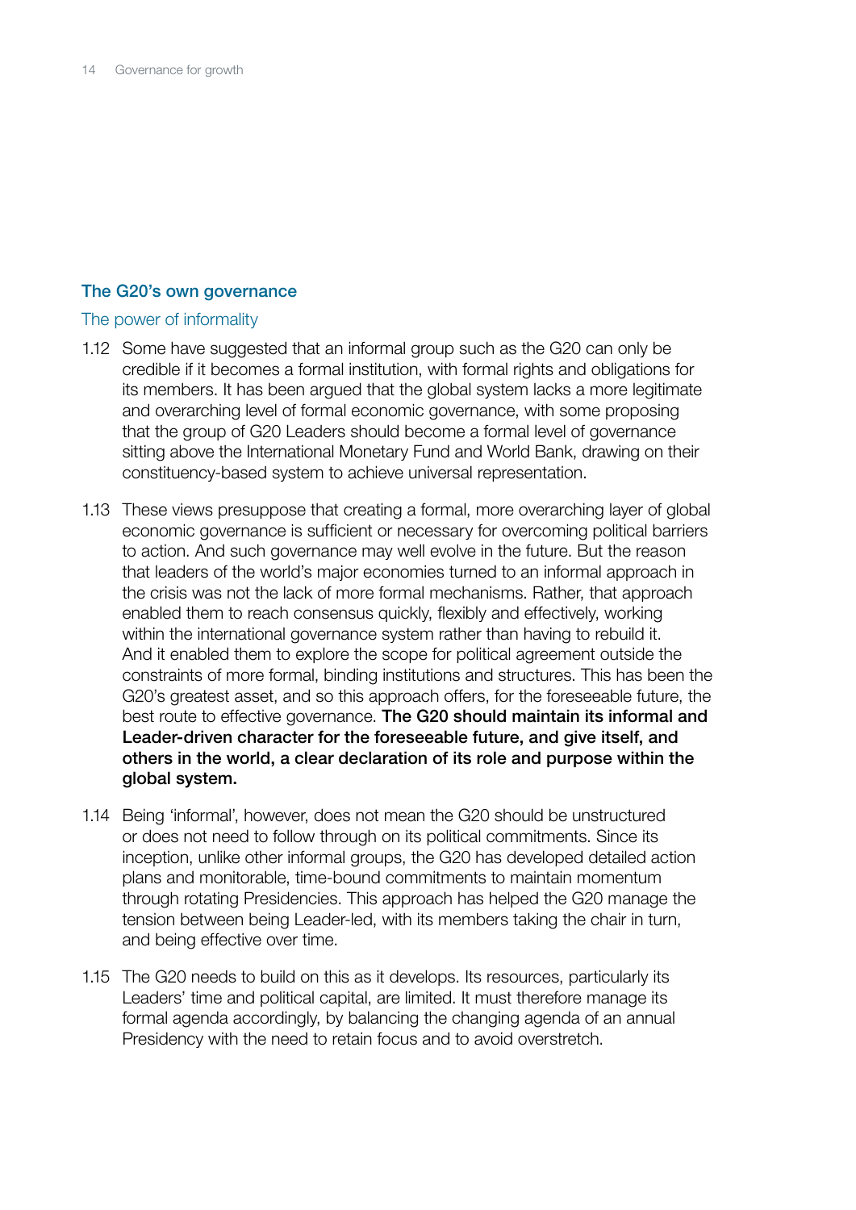## The G20's own governance

### The power of informality

1.12 Some have suggested that an informal group such as the G20 can only be credible if it becomes a formal institution, with formal rights and obligations for its members. It has been argued that the global system lacks a more legitimate and overarching level of formal economic governance, with some proposing that the group of G20 Leaders should become a formal level of governance sitting above the International Monetary Fund and World Bank, drawing on their constituency-based system to achieve universal representation.

1.13 These views presuppose that creating a formal, more overarching layer of global economic governance is sufficient or necessary for overcoming political barriers to action. And such governance may well evolve in the future. But the reason that leaders of the world's major economies turned to an informal approach in the crisis was not the lack of more formal mechanisms. Rather, that approach enabled them to reach consensus quickly, flexibly and effectively, working within the international governance system rather than having to rebuild it. And it enabled them to explore the scope for political agreement outside the constraints of more formal, binding institutions and structures. This has been the G20's greatest asset, and so this approach offers, for the foreseeable future, the best route to effective governance. **The G20 should maintain its informal and Leader-driven character for the foreseeable future, and give itself, and others in the world, a clear declaration of its role and purpose within the global system.**

1.14 Being 'informal', however, does not mean the G20 should be unstructured or does not need to follow through on its political commitments. Since its inception, unlike other informal groups, the G20 has developed detailed action plans and monitorable, time-bound commitments to maintain momentum through rotating Presidencies. This approach has helped the G20 manage the tension between being Leader-led, with its members taking the chair in turn, and being effective over time.

1.15 The G20 needs to build on this as it develops. Its resources, particularly its Leaders' time and political capital, are limited. It must therefore manage its formal agenda accordingly, by balancing the changing agenda of an annual Presidency with the need to retain focus and to avoid overstretch.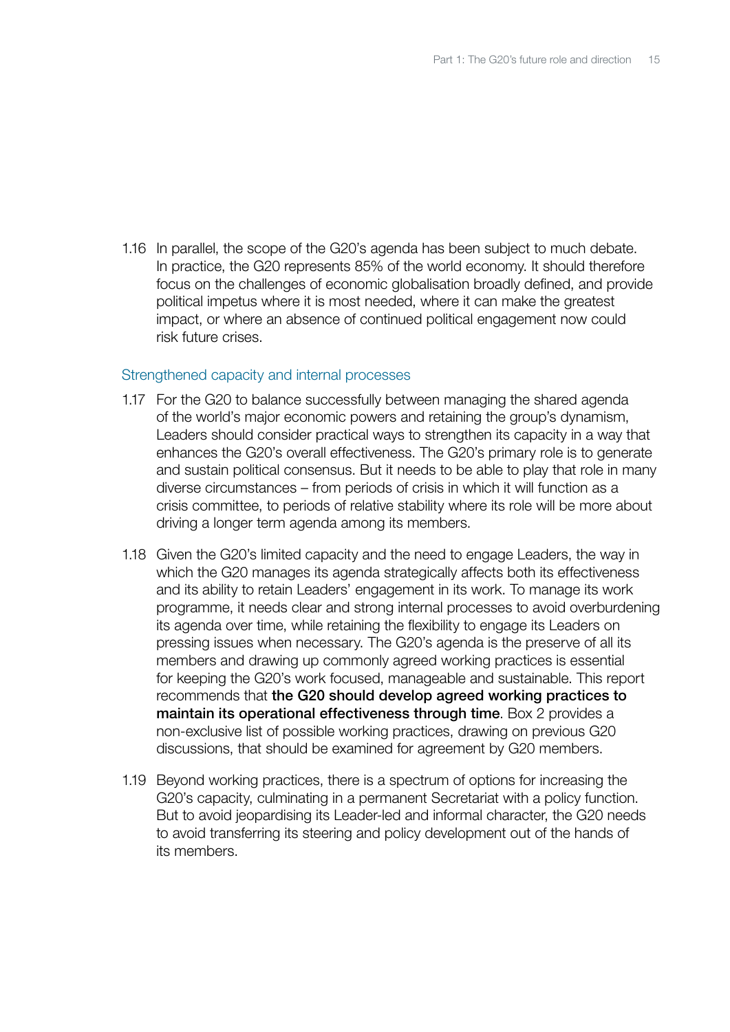1.16 In parallel, the scope of the G20's agenda has been subject to much debate. In practice, the G20 represents 85% of the world economy. It should therefore focus on the challenges of economic globalisation broadly defined, and provide political impetus where it is most needed, where it can make the greatest impact, or where an absence of continued political engagement now could risk future crises.

### Strengthened capacity and internal processes

1.17 For the G20 to balance successfully between managing the shared agenda of the world's major economic powers and retaining the group's dynamism, Leaders should consider practical ways to strengthen its capacity in a way that enhances the G20's overall effectiveness. The G20's primary role is to generate and sustain political consensus. But it needs to be able to play that role in many diverse circumstances – from periods of crisis in which it will function as a crisis committee, to periods of relative stability where its role will be more about driving a longer term agenda among its members.

1.18 Given the G20's limited capacity and the need to engage Leaders, the way in which the G20 manages its agenda strategically affects both its effectiveness and its ability to retain Leaders' engagement in its work. To manage its work programme, it needs clear and strong internal processes to avoid overburdening its agenda over time, while retaining the flexibility to engage its Leaders on pressing issues when necessary. The G20's agenda is the preserve of all its members and drawing up commonly agreed working practices is essential for keeping the G20's work focused, manageable and sustainable. This report recommends that **the G20 should develop agreed working practices to maintain its operational effectiveness through time**. Box 2 provides a non-exclusive list of possible working practices, drawing on previous G20 discussions, that should be examined for agreement by G20 members.

1.19 Beyond working practices, there is a spectrum of options for increasing the G20's capacity, culminating in a permanent Secretariat with a policy function. But to avoid jeopardising its Leader-led and informal character, the G20 needs to avoid transferring its steering and policy development out of the hands of its members.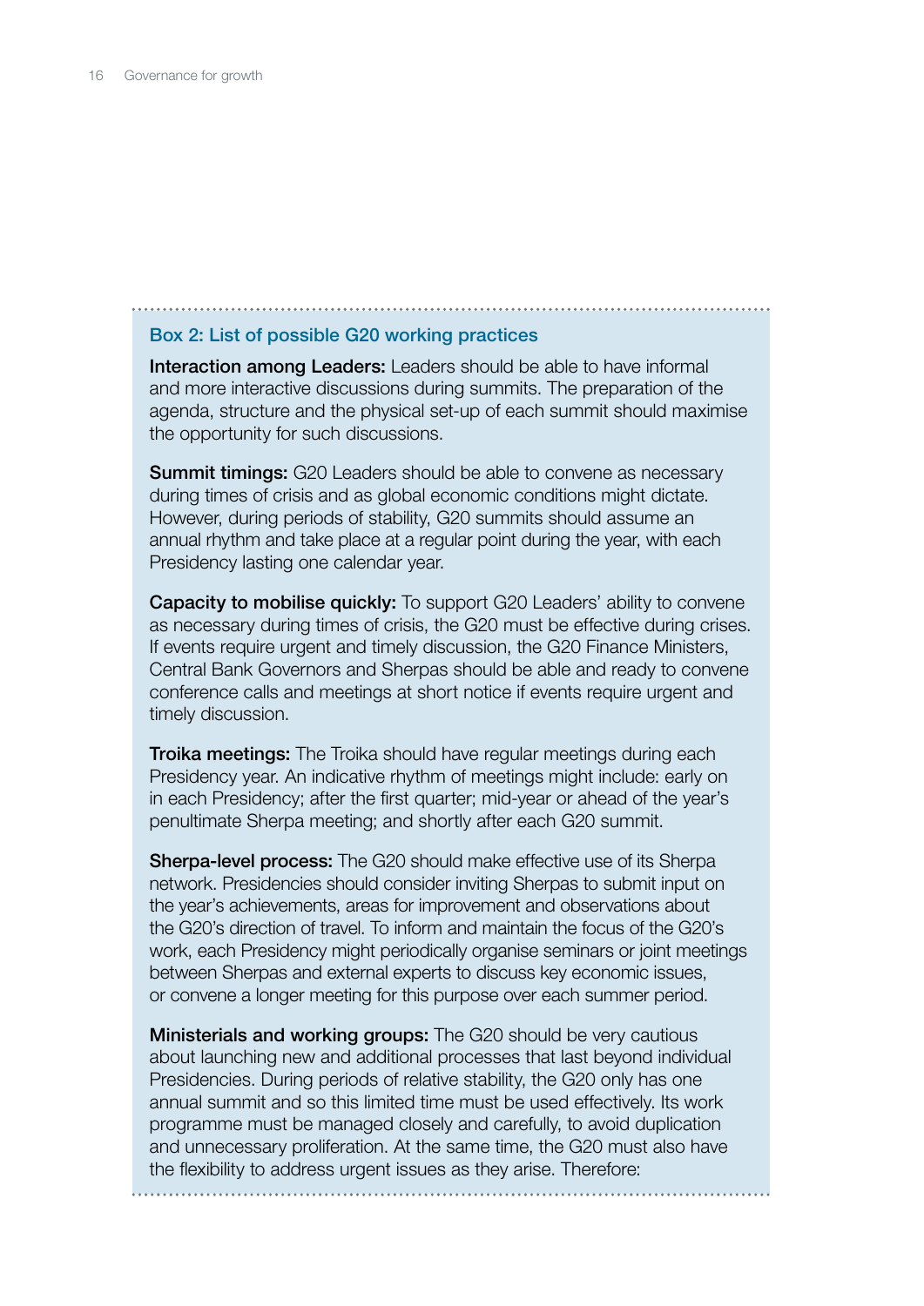### Box 2: List of possible G20 working practices

**Interaction among Leaders:** Leaders should be able to have informal and more interactive discussions during summits. The preparation of the agenda, structure and the physical set-up of each summit should maximise the opportunity for such discussions.

**Summit timings:** G20 Leaders should be able to convene as necessary during times of crisis and as global economic conditions might dictate. However, during periods of stability, G20 summits should assume an annual rhythm and take place at a regular point during the year, with each Presidency lasting one calendar year.

**Capacity to mobilise quickly:** To support G20 Leaders' ability to convene as necessary during times of crisis, the G20 must be effective during crises. If events require urgent and timely discussion, the G20 Finance Ministers, Central Bank Governors and Sherpas should be able and ready to convene conference calls and meetings at short notice if events require urgent and timely discussion.

**Troika meetings:** The Troika should have regular meetings during each Presidency year. An indicative rhythm of meetings might include: early on in each Presidency; after the first quarter; mid-year or ahead of the year's penultimate Sherpa meeting; and shortly after each G20 summit.

**Sherpa-level process:** The G20 should make effective use of its Sherpa network. Presidencies should consider inviting Sherpas to submit input on the year's achievements, areas for improvement and observations about the G20's direction of travel. To inform and maintain the focus of the G20's work, each Presidency might periodically organise seminars or joint meetings between Sherpas and external experts to discuss key economic issues, or convene a longer meeting for this purpose over each summer period.

**Ministerials and working groups:** The G20 should be very cautious about launching new and additional processes that last beyond individual Presidencies. During periods of relative stability, the G20 only has one annual summit and so this limited time must be used effectively. Its work programme must be managed closely and carefully, to avoid duplication and unnecessary proliferation. At the same time, the G20 must also have the flexibility to address urgent issues as they arise. Therefore: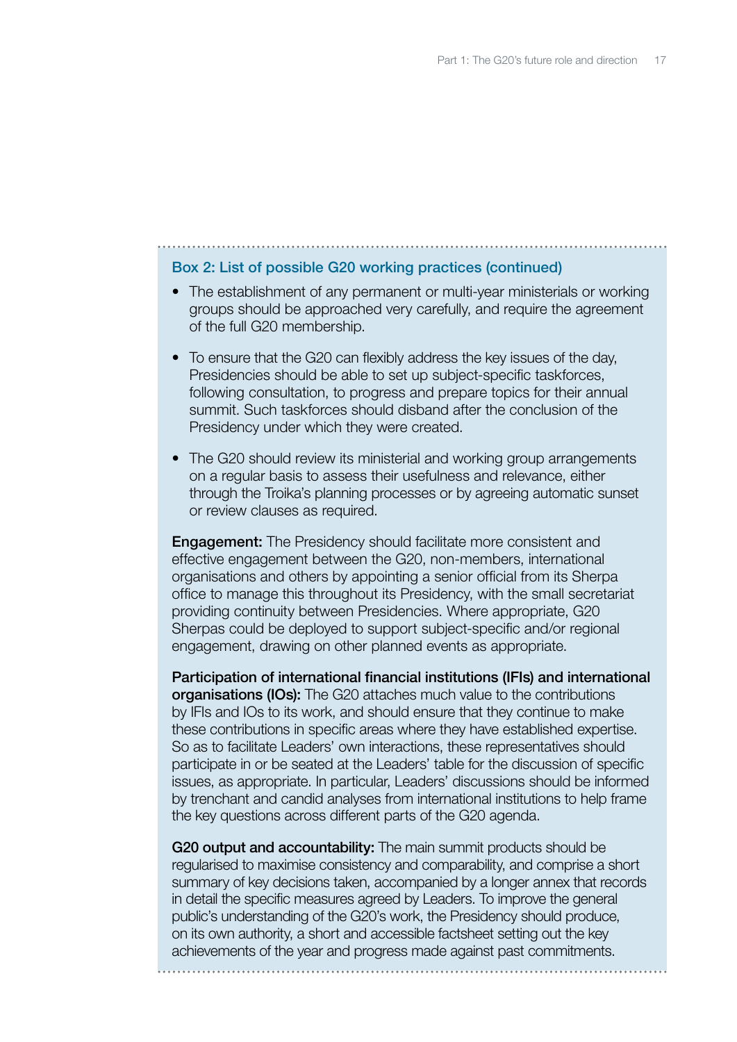### Box 2: List of possible G20 working practices (continued)

- The establishment of any permanent or multi-year ministerials or working groups should be approached very carefully, and require the agreement of the full G20 membership.
- To ensure that the G20 can flexibly address the key issues of the day, Presidencies should be able to set up subject-specific taskforces, following consultation, to progress and prepare topics for their annual summit. Such taskforces should disband after the conclusion of the Presidency under which they were created.
- The G20 should review its ministerial and working group arrangements on a regular basis to assess their usefulness and relevance, either through the Troika's planning processes or by agreeing automatic sunset or review clauses as required.

**Engagement:** The Presidency should facilitate more consistent and effective engagement between the G20, non-members, international organisations and others by appointing a senior official from its Sherpa office to manage this throughout its Presidency, with the small secretariat providing continuity between Presidencies. Where appropriate, G20 Sherpas could be deployed to support subject-specific and/or regional engagement, drawing on other planned events as appropriate.

**Participation of international financial institutions (IFIs) and international organisations (IOs):** The G20 attaches much value to the contributions by IFIs and IOs to its work, and should ensure that they continue to make these contributions in specific areas where they have established expertise. So as to facilitate Leaders' own interactions, these representatives should participate in or be seated at the Leaders' table for the discussion of specific issues, as appropriate. In particular, Leaders' discussions should be informed by trenchant and candid analyses from international institutions to help frame the key questions across different parts of the G20 agenda.

**G20 output and accountability:** The main summit products should be regularised to maximise consistency and comparability, and comprise a short summary of key decisions taken, accompanied by a longer annex that records in detail the specific measures agreed by Leaders. To improve the general public's understanding of the G20's work, the Presidency should produce, on its own authority, a short and accessible factsheet setting out the key achievements of the year and progress made against past commitments.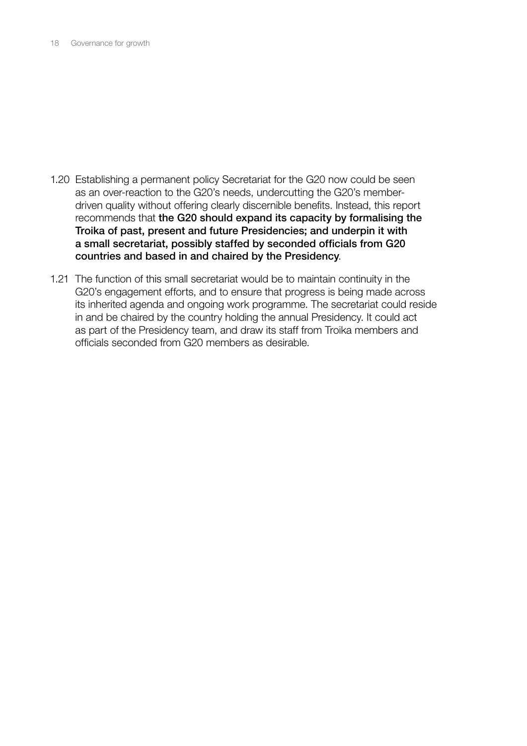1.20 Establishing a permanent policy Secretariat for the G20 now could be seen as an over-reaction to the G20's needs, undercutting the G20's member-driven quality without offering clearly discernible benefits. Instead, this report recommends that **the G20 should expand its capacity by formalising the Troika of past, present and future Presidencies; and underpin it with a small secretariat, possibly staffed by seconded officials from G20 countries and based in and chaired by the Presidency**.

1.21 The function of this small secretariat would be to maintain continuity in the G20's engagement efforts, and to ensure that progress is being made across its inherited agenda and ongoing work programme. The secretariat could reside in and be chaired by the country holding the annual Presidency. It could act as part of the Presidency team, and draw its staff from Troika members and officials seconded from G20 members as desirable.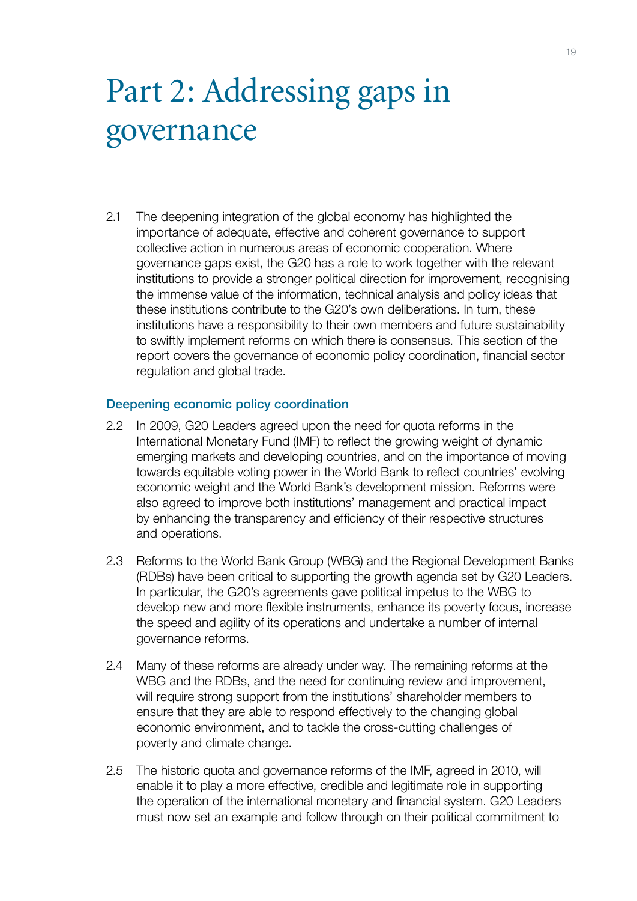# Part 2: Addressing gaps in governance

2.1 The deepening integration of the global economy has highlighted the importance of adequate, effective and coherent governance to support collective action in numerous areas of economic cooperation. Where governance gaps exist, the G20 has a role to work together with the relevant institutions to provide a stronger political direction for improvement, recognising the immense value of the information, technical analysis and policy ideas that these institutions contribute to the G20's own deliberations. In turn, these institutions have a responsibility to their own members and future sustainability to swiftly implement reforms on which there is consensus. This section of the report covers the governance of economic policy coordination, financial sector regulation and global trade.

### Deepening economic policy coordination

2.2 In 2009, G20 Leaders agreed upon the need for quota reforms in the International Monetary Fund (IMF) to reflect the growing weight of dynamic emerging markets and developing countries, and on the importance of moving towards equitable voting power in the World Bank to reflect countries' evolving economic weight and the World Bank's development mission. Reforms were also agreed to improve both institutions' management and practical impact by enhancing the transparency and efficiency of their respective structures and operations.

2.3 Reforms to the World Bank Group (WBG) and the Regional Development Banks (RDBs) have been critical to supporting the growth agenda set by G20 Leaders. In particular, the G20's agreements gave political impetus to the WBG to develop new and more flexible instruments, enhance its poverty focus, increase the speed and agility of its operations and undertake a number of internal governance reforms.

2.4 Many of these reforms are already under way. The remaining reforms at the WBG and the RDBs, and the need for continuing review and improvement, will require strong support from the institutions' shareholder members to ensure that they are able to respond effectively to the changing global economic environment, and to tackle the cross-cutting challenges of poverty and climate change.

2.5 The historic quota and governance reforms of the IMF, agreed in 2010, will enable it to play a more effective, credible and legitimate role in supporting the operation of the international monetary and financial system. G20 Leaders must now set an example and follow through on their political commitment to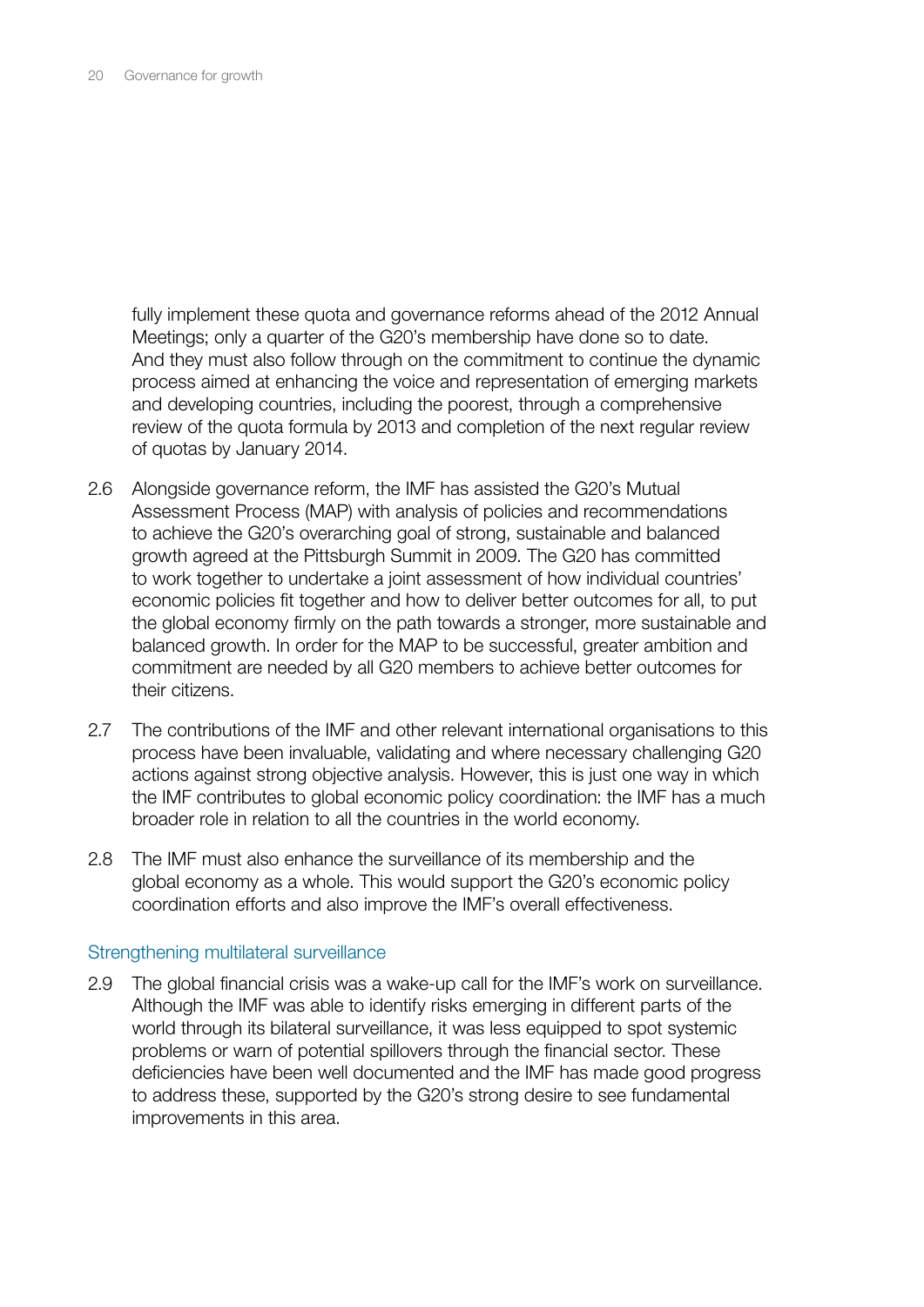fully implement these quota and governance reforms ahead of the 2012 Annual Meetings; only a quarter of the G20's membership have done so to date. And they must also follow through on the commitment to continue the dynamic process aimed at enhancing the voice and representation of emerging markets and developing countries, including the poorest, through a comprehensive review of the quota formula by 2013 and completion of the next regular review of quotas by January 2014.

2.6 Alongside governance reform, the IMF has assisted the G20's Mutual Assessment Process (MAP) with analysis of policies and recommendations to achieve the G20's overarching goal of strong, sustainable and balanced growth agreed at the Pittsburgh Summit in 2009. The G20 has committed to work together to undertake a joint assessment of how individual countries' economic policies fit together and how to deliver better outcomes for all, to put the global economy firmly on the path towards a stronger, more sustainable and balanced growth. In order for the MAP to be successful, greater ambition and commitment are needed by all G20 members to achieve better outcomes for their citizens.

2.7 The contributions of the IMF and other relevant international organisations to this process have been invaluable, validating and where necessary challenging G20 actions against strong objective analysis. However, this is just one way in which the IMF contributes to global economic policy coordination: the IMF has a much broader role in relation to all the countries in the world economy.

2.8 The IMF must also enhance the surveillance of its membership and the global economy as a whole. This would support the G20's economic policy coordination efforts and also improve the IMF's overall effectiveness.

### Strengthening multilateral surveillance

2.9 The global financial crisis was a wake-up call for the IMF's work on surveillance. Although the IMF was able to identify risks emerging in different parts of the world through its bilateral surveillance, it was less equipped to spot systemic problems or warn of potential spillovers through the financial sector. These deficiencies have been well documented and the IMF has made good progress to address these, supported by the G20's strong desire to see fundamental improvements in this area.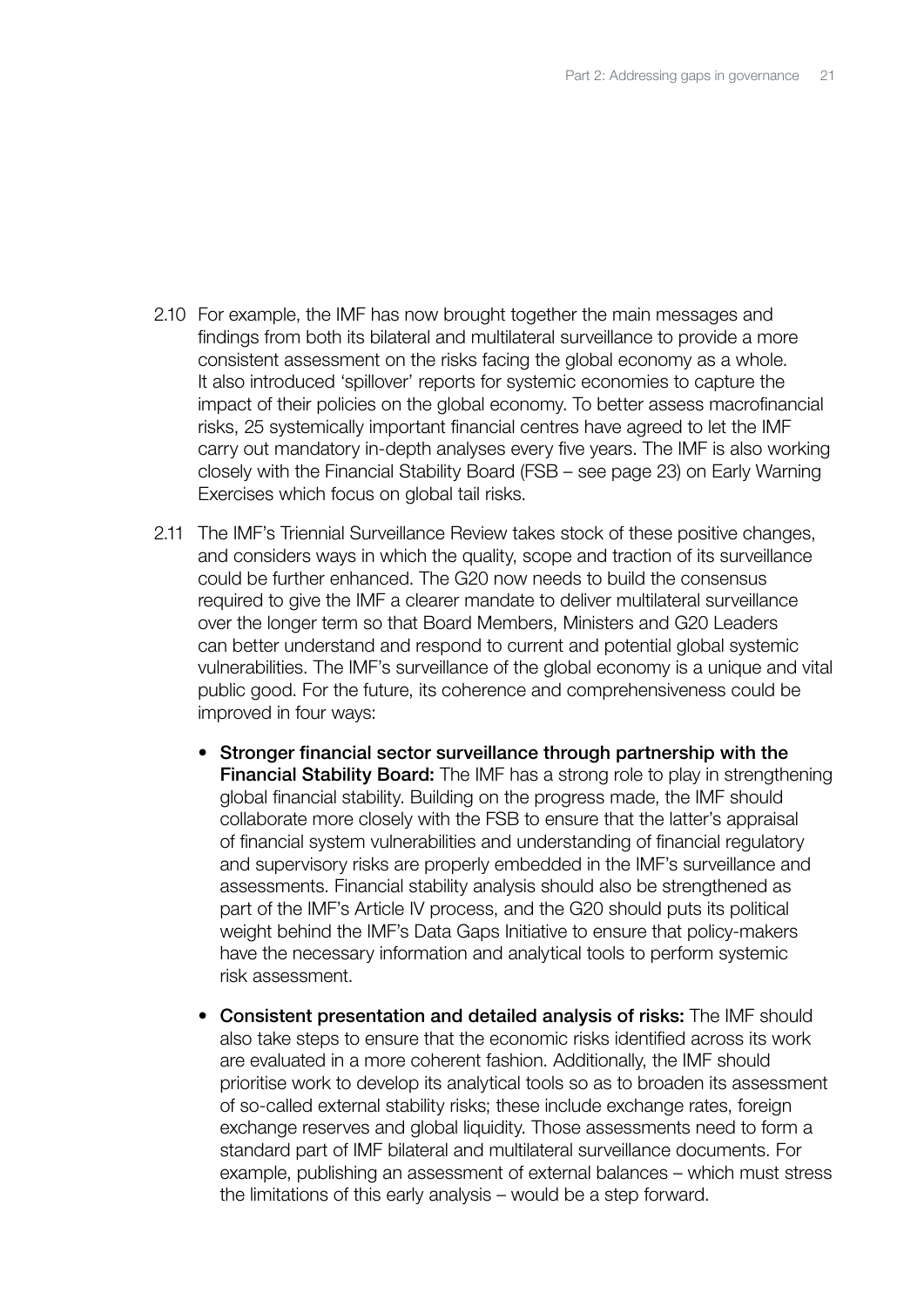2.10 For example, the IMF has now brought together the main messages and findings from both its bilateral and multilateral surveillance to provide a more consistent assessment on the risks facing the global economy as a whole. It also introduced 'spillover' reports for systemic economies to capture the impact of their policies on the global economy. To better assess macrofinancial risks, 25 systemically important financial centres have agreed to let the IMF carry out mandatory in-depth analyses every five years. The IMF is also working closely with the Financial Stability Board (FSB – see page 23) on Early Warning Exercises which focus on global tail risks.

2.11 The IMF's Triennial Surveillance Review takes stock of these positive changes, and considers ways in which the quality, scope and traction of its surveillance could be further enhanced. The G20 now needs to build the consensus required to give the IMF a clearer mandate to deliver multilateral surveillance over the longer term so that Board Members, Ministers and G20 Leaders can better understand and respond to current and potential global systemic vulnerabilities. The IMF's surveillance of the global economy is a unique and vital public good. For the future, its coherence and comprehensiveness could be improved in four ways:

- **Stronger financial sector surveillance through partnership with the Financial Stability Board:** The IMF has a strong role to play in strengthening global financial stability. Building on the progress made, the IMF should collaborate more closely with the FSB to ensure that the latter's appraisal of financial system vulnerabilities and understanding of financial regulatory and supervisory risks are properly embedded in the IMF's surveillance and assessments. Financial stability analysis should also be strengthened as part of the IMF's Article IV process, and the G20 should puts its political weight behind the IMF's Data Gaps Initiative to ensure that policy-makers have the necessary information and analytical tools to perform systemic risk assessment.

- **Consistent presentation and detailed analysis of risks:** The IMF should also take steps to ensure that the economic risks identified across its work are evaluated in a more coherent fashion. Additionally, the IMF should prioritise work to develop its analytical tools so as to broaden its assessment of so-called external stability risks; these include exchange rates, foreign exchange reserves and global liquidity. Those assessments need to form a standard part of IMF bilateral and multilateral surveillance documents. For example, publishing an assessment of external balances – which must stress the limitations of this early analysis – would be a step forward.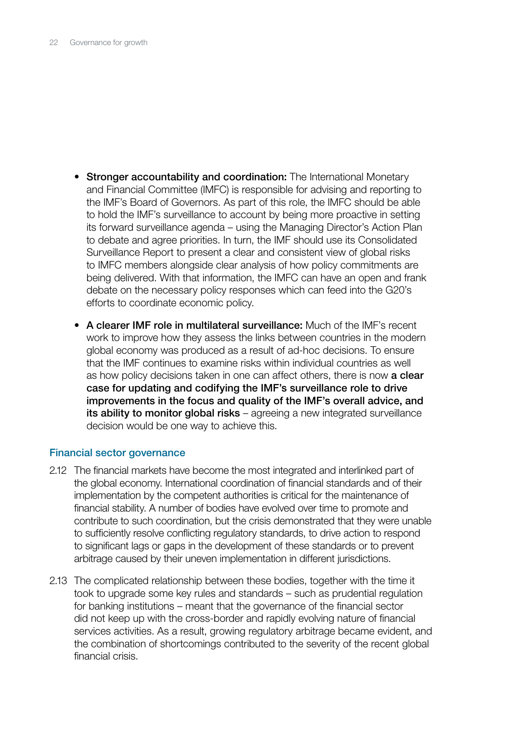- **Stronger accountability and coordination:** The International Monetary and Financial Committee (IMFC) is responsible for advising and reporting to the IMF's Board of Governors. As part of this role, the IMFC should be able to hold the IMF's surveillance to account by being more proactive in setting its forward surveillance agenda – using the Managing Director's Action Plan to debate and agree priorities. In turn, the IMF should use its Consolidated Surveillance Report to present a clear and consistent view of global risks to IMFC members alongside clear analysis of how policy commitments are being delivered. With that information, the IMFC can have an open and frank debate on the necessary policy responses which can feed into the G20's efforts to coordinate economic policy.

- **A clearer IMF role in multilateral surveillance:** Much of the IMF's recent work to improve how they assess the links between countries in the modern global economy was produced as a result of ad-hoc decisions. To ensure that the IMF continues to examine risks within individual countries as well as how policy decisions taken in one can affect others, there is now **a clear case for updating and codifying the IMF's surveillance role to drive improvements in the focus and quality of the IMF's overall advice, and its ability to monitor global risks** – agreeing a new integrated surveillance decision would be one way to achieve this.

### Financial sector governance

2.12 The financial markets have become the most integrated and interlinked part of the global economy. International coordination of financial standards and of their implementation by the competent authorities is critical for the maintenance of financial stability. A number of bodies have evolved over time to promote and contribute to such coordination, but the crisis demonstrated that they were unable to sufficiently resolve conflicting regulatory standards, to drive action to respond to significant lags or gaps in the development of these standards or to prevent arbitrage caused by their uneven implementation in different jurisdictions.

2.13 The complicated relationship between these bodies, together with the time it took to upgrade some key rules and standards – such as prudential regulation for banking institutions – meant that the governance of the financial sector did not keep up with the cross-border and rapidly evolving nature of financial services activities. As a result, growing regulatory arbitrage became evident, and the combination of shortcomings contributed to the severity of the recent global financial crisis.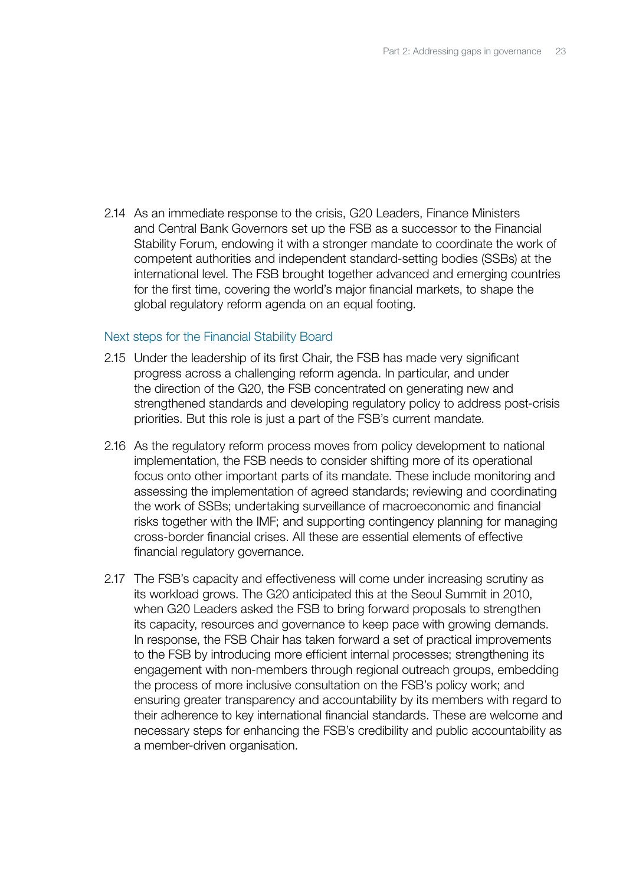2.14 As an immediate response to the crisis, G20 Leaders, Finance Ministers and Central Bank Governors set up the FSB as a successor to the Financial Stability Forum, endowing it with a stronger mandate to coordinate the work of competent authorities and independent standard-setting bodies (SSBs) at the international level. The FSB brought together advanced and emerging countries for the first time, covering the world's major financial markets, to shape the global regulatory reform agenda on an equal footing.

### Next steps for the Financial Stability Board

2.15 Under the leadership of its first Chair, the FSB has made very significant progress across a challenging reform agenda. In particular, and under the direction of the G20, the FSB concentrated on generating new and strengthened standards and developing regulatory policy to address post-crisis priorities. But this role is just a part of the FSB's current mandate.

2.16 As the regulatory reform process moves from policy development to national implementation, the FSB needs to consider shifting more of its operational focus onto other important parts of its mandate. These include monitoring and assessing the implementation of agreed standards; reviewing and coordinating the work of SSBs; undertaking surveillance of macroeconomic and financial risks together with the IMF; and supporting contingency planning for managing cross-border financial crises. All these are essential elements of effective financial regulatory governance.

2.17 The FSB's capacity and effectiveness will come under increasing scrutiny as its workload grows. The G20 anticipated this at the Seoul Summit in 2010, when G20 Leaders asked the FSB to bring forward proposals to strengthen its capacity, resources and governance to keep pace with growing demands. In response, the FSB Chair has taken forward a set of practical improvements to the FSB by introducing more efficient internal processes; strengthening its engagement with non-members through regional outreach groups, embedding the process of more inclusive consultation on the FSB's policy work; and ensuring greater transparency and accountability by its members with regard to their adherence to key international financial standards. These are welcome and necessary steps for enhancing the FSB's credibility and public accountability as a member-driven organisation.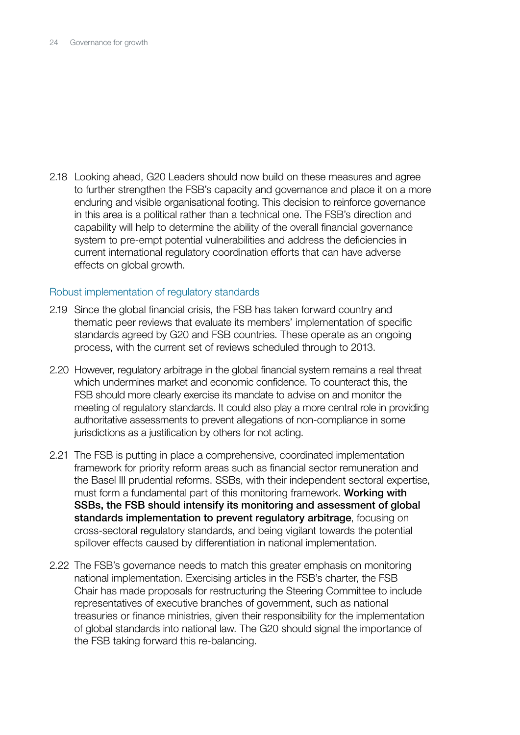2.18 Looking ahead, G20 Leaders should now build on these measures and agree to further strengthen the FSB's capacity and governance and place it on a more enduring and visible organisational footing. This decision to reinforce governance in this area is a political rather than a technical one. The FSB's direction and capability will help to determine the ability of the overall financial governance system to pre-empt potential vulnerabilities and address the deficiencies in current international regulatory coordination efforts that can have adverse effects on global growth.

### Robust implementation of regulatory standards

2.19 Since the global financial crisis, the FSB has taken forward country and thematic peer reviews that evaluate its members' implementation of specific standards agreed by G20 and FSB countries. These operate as an ongoing process, with the current set of reviews scheduled through to 2013.

2.20 However, regulatory arbitrage in the global financial system remains a real threat which undermines market and economic confidence. To counteract this, the FSB should more clearly exercise its mandate to advise on and monitor the meeting of regulatory standards. It could also play a more central role in providing authoritative assessments to prevent allegations of non-compliance in some jurisdictions as a justification by others for not acting.

2.21 The FSB is putting in place a comprehensive, coordinated implementation framework for priority reform areas such as financial sector remuneration and the Basel III prudential reforms. SSBs, with their independent sectoral expertise, must form a fundamental part of this monitoring framework. **Working with SSBs, the FSB should intensify its monitoring and assessment of global standards implementation to prevent regulatory arbitrage**, focusing on cross-sectoral regulatory standards, and being vigilant towards the potential spillover effects caused by differentiation in national implementation.

2.22 The FSB's governance needs to match this greater emphasis on monitoring national implementation. Exercising articles in the FSB's charter, the FSB Chair has made proposals for restructuring the Steering Committee to include representatives of executive branches of government, such as national treasuries or finance ministries, given their responsibility for the implementation of global standards into national law. The G20 should signal the importance of the FSB taking forward this re-balancing.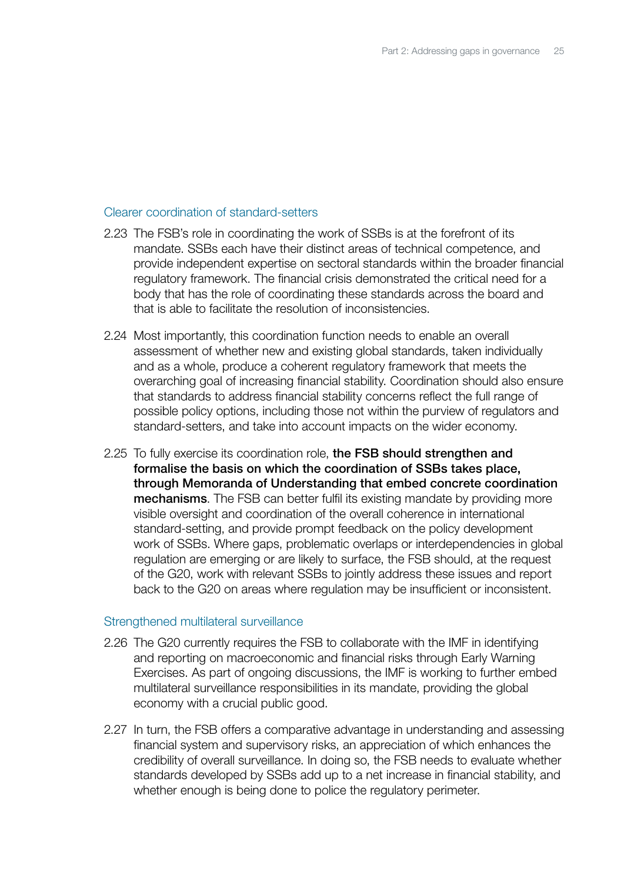### Clearer coordination of standard-setters

2.23 The FSB's role in coordinating the work of SSBs is at the forefront of its mandate. SSBs each have their distinct areas of technical competence, and provide independent expertise on sectoral standards within the broader financial regulatory framework. The financial crisis demonstrated the critical need for a body that has the role of coordinating these standards across the board and that is able to facilitate the resolution of inconsistencies.

2.24 Most importantly, this coordination function needs to enable an overall assessment of whether new and existing global standards, taken individually and as a whole, produce a coherent regulatory framework that meets the overarching goal of increasing financial stability. Coordination should also ensure that standards to address financial stability concerns reflect the full range of possible policy options, including those not within the purview of regulators and standard-setters, and take into account impacts on the wider economy.

2.25 To fully exercise its coordination role, **the FSB should strengthen and formalise the basis on which the coordination of SSBs takes place, through Memoranda of Understanding that embed concrete coordination mechanisms**. The FSB can better fulfil its existing mandate by providing more visible oversight and coordination of the overall coherence in international standard-setting, and provide prompt feedback on the policy development work of SSBs. Where gaps, problematic overlaps or interdependencies in global regulation are emerging or are likely to surface, the FSB should, at the request of the G20, work with relevant SSBs to jointly address these issues and report back to the G20 on areas where regulation may be insufficient or inconsistent.

### Strengthened multilateral surveillance

2.26 The G20 currently requires the FSB to collaborate with the IMF in identifying and reporting on macroeconomic and financial risks through Early Warning Exercises. As part of ongoing discussions, the IMF is working to further embed multilateral surveillance responsibilities in its mandate, providing the global economy with a crucial public good.

2.27 In turn, the FSB offers a comparative advantage in understanding and assessing financial system and supervisory risks, an appreciation of which enhances the credibility of overall surveillance. In doing so, the FSB needs to evaluate whether standards developed by SSBs add up to a net increase in financial stability, and whether enough is being done to police the regulatory perimeter.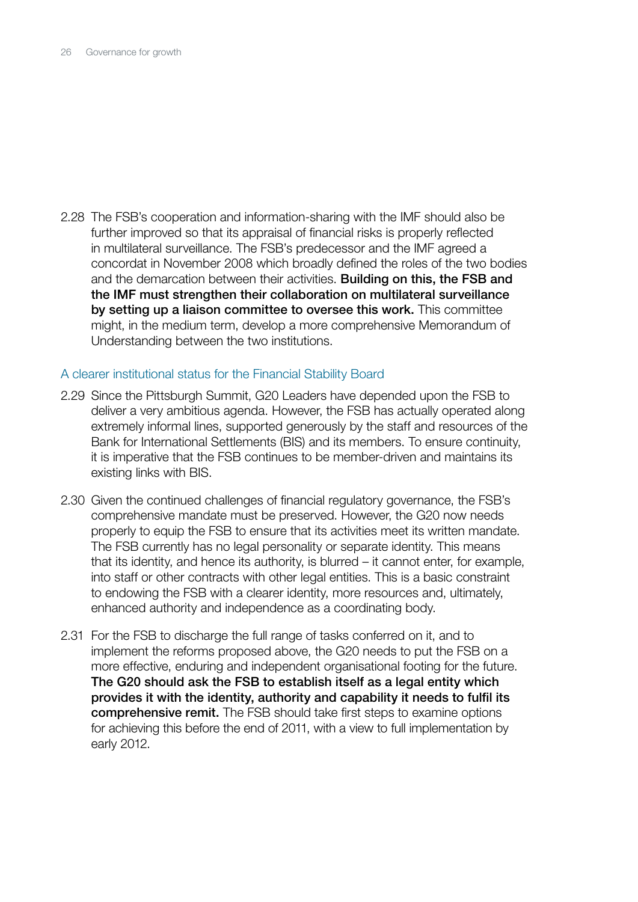2.28 The FSB's cooperation and information-sharing with the IMF should also be further improved so that its appraisal of financial risks is properly reflected in multilateral surveillance. The FSB's predecessor and the IMF agreed a concordat in November 2008 which broadly defined the roles of the two bodies and the demarcation between their activities. **Building on this, the FSB and the IMF must strengthen their collaboration on multilateral surveillance by setting up a liaison committee to oversee this work.** This committee might, in the medium term, develop a more comprehensive Memorandum of Understanding between the two institutions.

### A clearer institutional status for the Financial Stability Board

2.29 Since the Pittsburgh Summit, G20 Leaders have depended upon the FSB to deliver a very ambitious agenda. However, the FSB has actually operated along extremely informal lines, supported generously by the staff and resources of the Bank for International Settlements (BIS) and its members. To ensure continuity, it is imperative that the FSB continues to be member-driven and maintains its existing links with BIS.

2.30 Given the continued challenges of financial regulatory governance, the FSB's comprehensive mandate must be preserved. However, the G20 now needs properly to equip the FSB to ensure that its activities meet its written mandate. The FSB currently has no legal personality or separate identity. This means that its identity, and hence its authority, is blurred – it cannot enter, for example, into staff or other contracts with other legal entities. This is a basic constraint to endowing the FSB with a clearer identity, more resources and, ultimately, enhanced authority and independence as a coordinating body.

2.31 For the FSB to discharge the full range of tasks conferred on it, and to implement the reforms proposed above, the G20 needs to put the FSB on a more effective, enduring and independent organisational footing for the future. **The G20 should ask the FSB to establish itself as a legal entity which provides it with the identity, authority and capability it needs to fulfil its comprehensive remit.** The FSB should take first steps to examine options for achieving this before the end of 2011, with a view to full implementation by early 2012.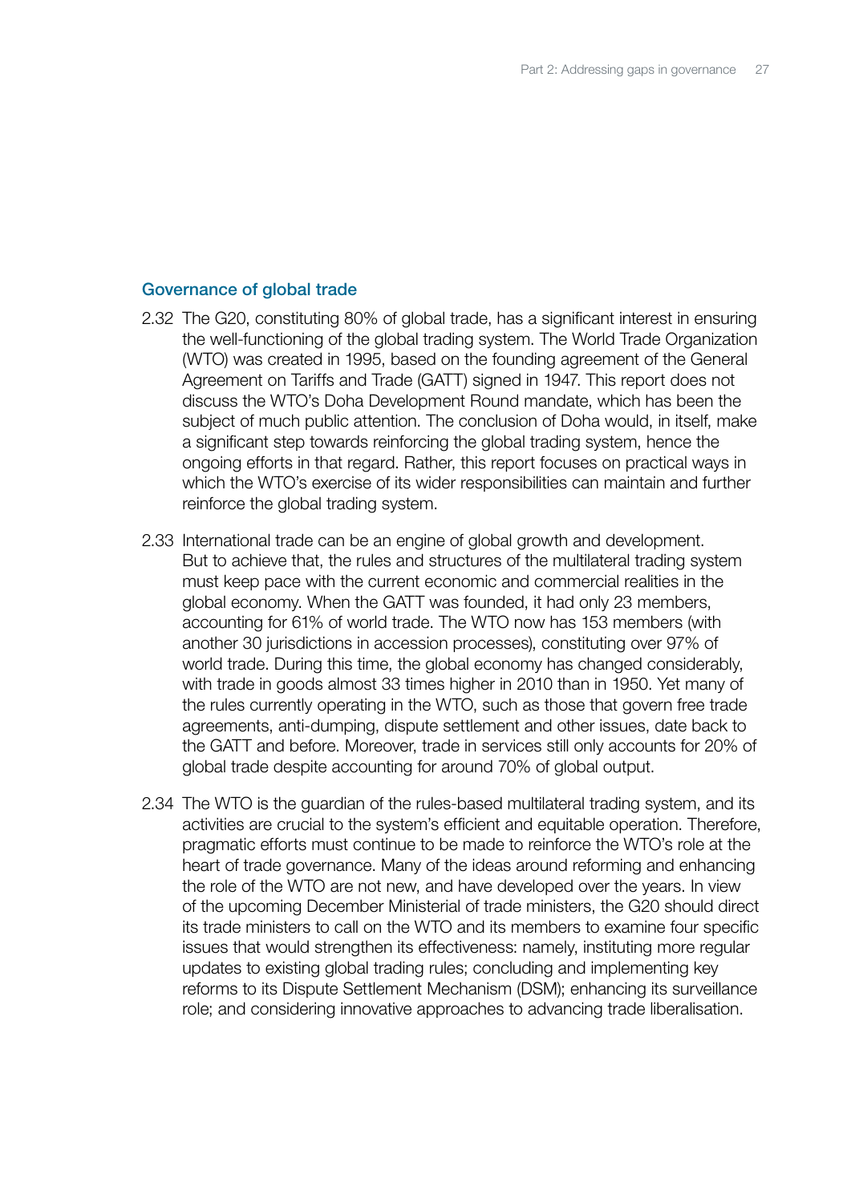## Governance of global trade

2.32 The G20, constituting 80% of global trade, has a significant interest in ensuring the well-functioning of the global trading system. The World Trade Organization (WTO) was created in 1995, based on the founding agreement of the General Agreement on Tariffs and Trade (GATT) signed in 1947. This report does not discuss the WTO's Doha Development Round mandate, which has been the subject of much public attention. The conclusion of Doha would, in itself, make a significant step towards reinforcing the global trading system, hence the ongoing efforts in that regard. Rather, this report focuses on practical ways in which the WTO's exercise of its wider responsibilities can maintain and further reinforce the global trading system.

2.33 International trade can be an engine of global growth and development. But to achieve that, the rules and structures of the multilateral trading system must keep pace with the current economic and commercial realities in the global economy. When the GATT was founded, it had only 23 members, accounting for 61% of world trade. The WTO now has 153 members (with another 30 jurisdictions in accession processes), constituting over 97% of world trade. During this time, the global economy has changed considerably, with trade in goods almost 33 times higher in 2010 than in 1950. Yet many of the rules currently operating in the WTO, such as those that govern free trade agreements, anti-dumping, dispute settlement and other issues, date back to the GATT and before. Moreover, trade in services still only accounts for 20% of global trade despite accounting for around 70% of global output.

2.34 The WTO is the guardian of the rules-based multilateral trading system, and its activities are crucial to the system's efficient and equitable operation. Therefore, pragmatic efforts must continue to be made to reinforce the WTO's role at the heart of trade governance. Many of the ideas around reforming and enhancing the role of the WTO are not new, and have developed over the years. In view of the upcoming December Ministerial of trade ministers, the G20 should direct its trade ministers to call on the WTO and its members to examine four specific issues that would strengthen its effectiveness: namely, instituting more regular updates to existing global trading rules; concluding and implementing key reforms to its Dispute Settlement Mechanism (DSM); enhancing its surveillance role; and considering innovative approaches to advancing trade liberalisation.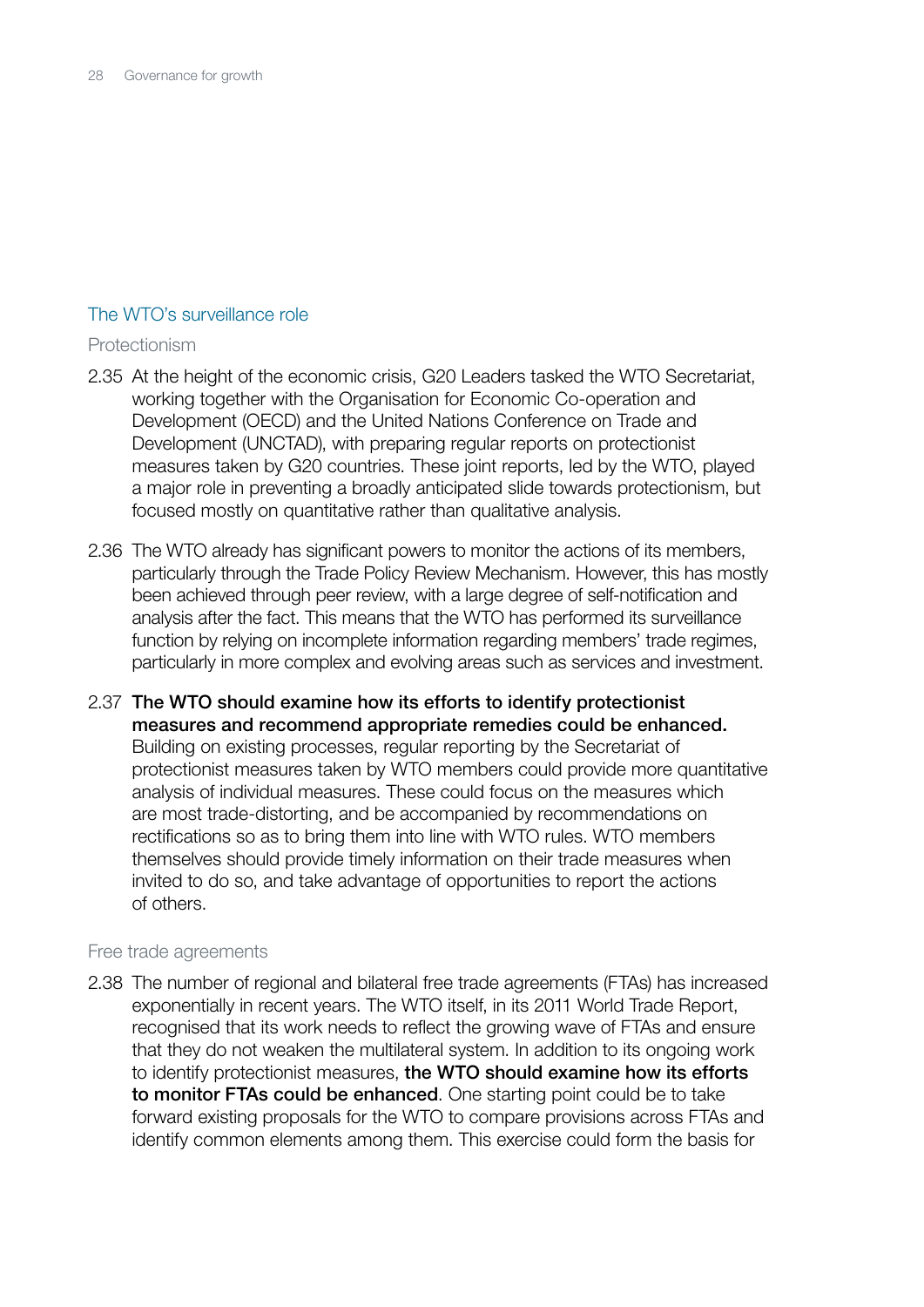## The WTO's surveillance role

### Protectionism

2.35 At the height of the economic crisis, G20 Leaders tasked the WTO Secretariat, working together with the Organisation for Economic Co-operation and Development (OECD) and the United Nations Conference on Trade and Development (UNCTAD), with preparing regular reports on protectionist measures taken by G20 countries. These joint reports, led by the WTO, played a major role in preventing a broadly anticipated slide towards protectionism, but focused mostly on quantitative rather than qualitative analysis.

2.36 The WTO already has significant powers to monitor the actions of its members, particularly through the Trade Policy Review Mechanism. However, this has mostly been achieved through peer review, with a large degree of self-notification and analysis after the fact. This means that the WTO has performed its surveillance function by relying on incomplete information regarding members' trade regimes, particularly in more complex and evolving areas such as services and investment.

2.37 **The WTO should examine how its efforts to identify protectionist measures and recommend appropriate remedies could be enhanced.** Building on existing processes, regular reporting by the Secretariat of protectionist measures taken by WTO members could provide more quantitative analysis of individual measures. These could focus on the measures which are most trade-distorting, and be accompanied by recommendations on rectifications so as to bring them into line with WTO rules. WTO members themselves should provide timely information on their trade measures when invited to do so, and take advantage of opportunities to report the actions of others.

### Free trade agreements

2.38 The number of regional and bilateral free trade agreements (FTAs) has increased exponentially in recent years. The WTO itself, in its 2011 World Trade Report, recognised that its work needs to reflect the growing wave of FTAs and ensure that they do not weaken the multilateral system. In addition to its ongoing work to identify protectionist measures, **the WTO should examine how its efforts to monitor FTAs could be enhanced**. One starting point could be to take forward existing proposals for the WTO to compare provisions across FTAs and identify common elements among them. This exercise could form the basis for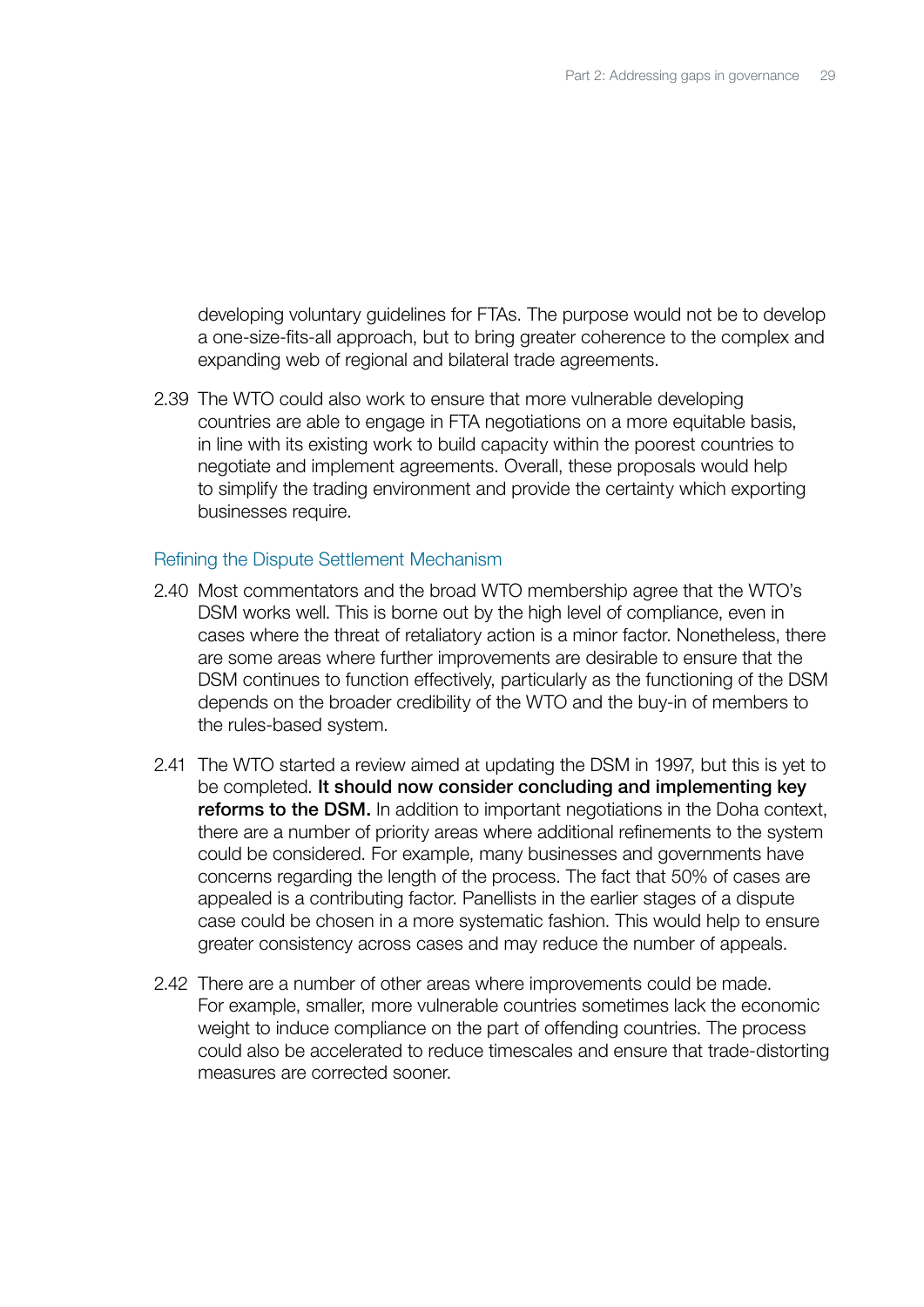developing voluntary guidelines for FTAs. The purpose would not be to develop a one-size-fits-all approach, but to bring greater coherence to the complex and expanding web of regional and bilateral trade agreements.

2.39 The WTO could also work to ensure that more vulnerable developing countries are able to engage in FTA negotiations on a more equitable basis, in line with its existing work to build capacity within the poorest countries to negotiate and implement agreements. Overall, these proposals would help to simplify the trading environment and provide the certainty which exporting businesses require.

### Refining the Dispute Settlement Mechanism

2.40 Most commentators and the broad WTO membership agree that the WTO's DSM works well. This is borne out by the high level of compliance, even in cases where the threat of retaliatory action is a minor factor. Nonetheless, there are some areas where further improvements are desirable to ensure that the DSM continues to function effectively, particularly as the functioning of the DSM depends on the broader credibility of the WTO and the buy-in of members to the rules-based system.

2.41 The WTO started a review aimed at updating the DSM in 1997, but this is yet to be completed. **It should now consider concluding and implementing key reforms to the DSM.** In addition to important negotiations in the Doha context, there are a number of priority areas where additional refinements to the system could be considered. For example, many businesses and governments have concerns regarding the length of the process. The fact that 50% of cases are appealed is a contributing factor. Panellists in the earlier stages of a dispute case could be chosen in a more systematic fashion. This would help to ensure greater consistency across cases and may reduce the number of appeals.

2.42 There are a number of other areas where improvements could be made. For example, smaller, more vulnerable countries sometimes lack the economic weight to induce compliance on the part of offending countries. The process could also be accelerated to reduce timescales and ensure that trade-distorting measures are corrected sooner.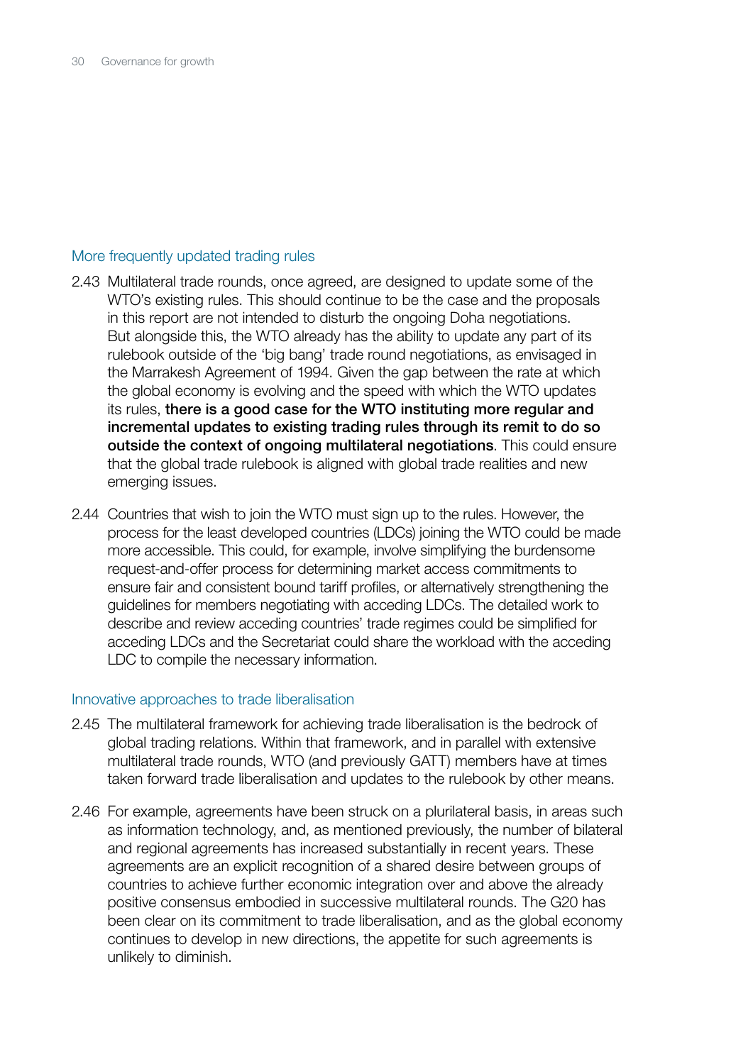### More frequently updated trading rules

2.43 Multilateral trade rounds, once agreed, are designed to update some of the WTO's existing rules. This should continue to be the case and the proposals in this report are not intended to disturb the ongoing Doha negotiations. But alongside this, the WTO already has the ability to update any part of its rulebook outside of the 'big bang' trade round negotiations, as envisaged in the Marrakesh Agreement of 1994. Given the gap between the rate at which the global economy is evolving and the speed with which the WTO updates its rules, **there is a good case for the WTO instituting more regular and incremental updates to existing trading rules through its remit to do so outside the context of ongoing multilateral negotiations**. This could ensure that the global trade rulebook is aligned with global trade realities and new emerging issues.

2.44 Countries that wish to join the WTO must sign up to the rules. However, the process for the least developed countries (LDCs) joining the WTO could be made more accessible. This could, for example, involve simplifying the burdensome request-and-offer process for determining market access commitments to ensure fair and consistent bound tariff profiles, or alternatively strengthening the guidelines for members negotiating with acceding LDCs. The detailed work to describe and review acceding countries' trade regimes could be simplified for acceding LDCs and the Secretariat could share the workload with the acceding LDC to compile the necessary information.

### Innovative approaches to trade liberalisation

2.45 The multilateral framework for achieving trade liberalisation is the bedrock of global trading relations. Within that framework, and in parallel with extensive multilateral trade rounds, WTO (and previously GATT) members have at times taken forward trade liberalisation and updates to the rulebook by other means.

2.46 For example, agreements have been struck on a plurilateral basis, in areas such as information technology, and, as mentioned previously, the number of bilateral and regional agreements has increased substantially in recent years. These agreements are an explicit recognition of a shared desire between groups of countries to achieve further economic integration over and above the already positive consensus embodied in successive multilateral rounds. The G20 has been clear on its commitment to trade liberalisation, and as the global economy continues to develop in new directions, the appetite for such agreements is unlikely to diminish.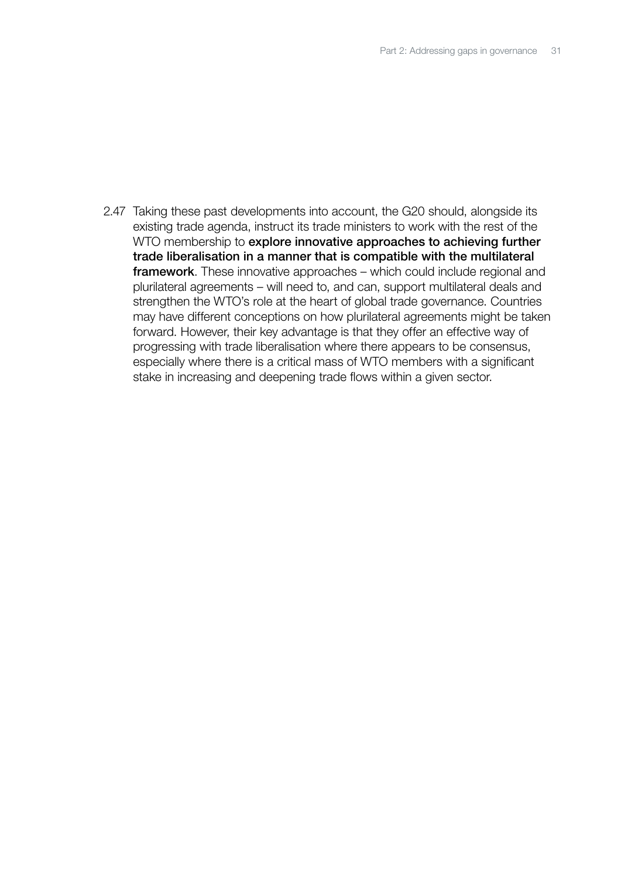2.47 Taking these past developments into account, the G20 should, alongside its existing trade agenda, instruct its trade ministers to work with the rest of the WTO membership to **explore innovative approaches to achieving further trade liberalisation in a manner that is compatible with the multilateral framework**. These innovative approaches – which could include regional and plurilateral agreements – will need to, and can, support multilateral deals and strengthen the WTO's role at the heart of global trade governance. Countries may have different conceptions on how plurilateral agreements might be taken forward. However, their key advantage is that they offer an effective way of progressing with trade liberalisation where there appears to be consensus, especially where there is a critical mass of WTO members with a significant stake in increasing and deepening trade flows within a given sector.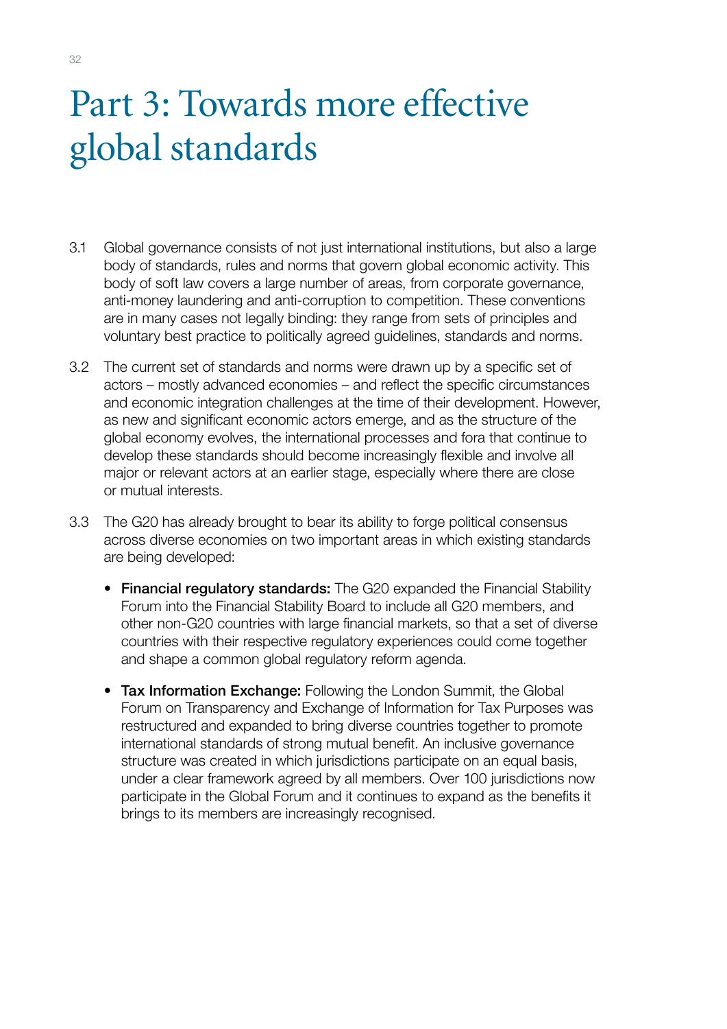# Part 3: Towards more effective global standards

3.1 Global governance consists of not just international institutions, but also a large body of standards, rules and norms that govern global economic activity. This body of soft law covers a large number of areas, from corporate governance, anti-money laundering and anti-corruption to competition. These conventions are in many cases not legally binding: they range from sets of principles and voluntary best practice to politically agreed guidelines, standards and norms.

3.2 The current set of standards and norms were drawn up by a specific set of actors – mostly advanced economies – and reflect the specific circumstances and economic integration challenges at the time of their development. However, as new and significant economic actors emerge, and as the structure of the global economy evolves, the international processes and fora that continue to develop these standards should become increasingly flexible and involve all major or relevant actors at an earlier stage, especially where there are close or mutual interests.

3.3 The G20 has already brought to bear its ability to forge political consensus across diverse economies on two important areas in which existing standards are being developed:

- **Financial regulatory standards:** The G20 expanded the Financial Stability Forum into the Financial Stability Board to include all G20 members, and other non-G20 countries with large financial markets, so that a set of diverse countries with their respective regulatory experiences could come together and shape a common global regulatory reform agenda.

- **Tax Information Exchange:** Following the London Summit, the Global Forum on Transparency and Exchange of Information for Tax Purposes was restructured and expanded to bring diverse countries together to promote international standards of strong mutual benefit. An inclusive governance structure was created in which jurisdictions participate on an equal basis, under a clear framework agreed by all members. Over 100 jurisdictions now participate in the Global Forum and it continues to expand as the benefits it brings to its members are increasingly recognised.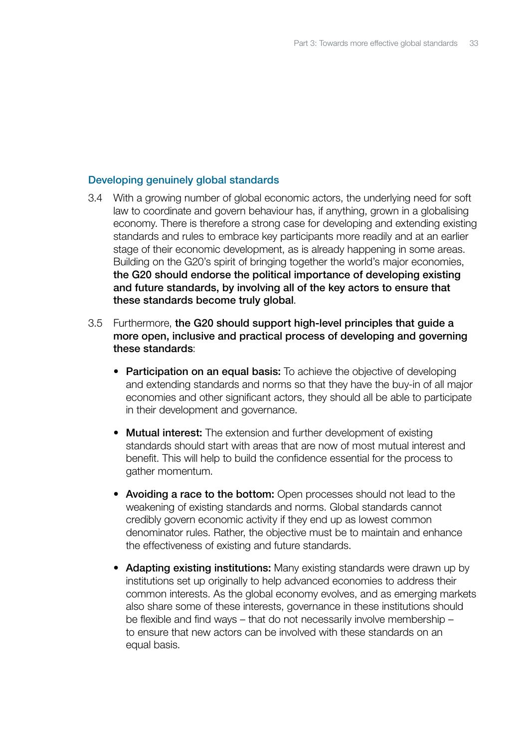## Developing genuinely global standards

3.4 With a growing number of global economic actors, the underlying need for soft law to coordinate and govern behaviour has, if anything, grown in a globalising economy. There is therefore a strong case for developing and extending existing standards and rules to embrace key participants more readily and at an earlier stage of their economic development, as is already happening in some areas. Building on the G20's spirit of bringing together the world's major economies, **the G20 should endorse the political importance of developing existing and future standards, by involving all of the key actors to ensure that these standards become truly global**.

3.5 Furthermore, **the G20 should support high-level principles that guide a more open, inclusive and practical process of developing and governing these standards**:

- **Participation on an equal basis:** To achieve the objective of developing and extending standards and norms so that they have the buy-in of all major economies and other significant actors, they should all be able to participate in their development and governance.

- **Mutual interest:** The extension and further development of existing standards should start with areas that are now of most mutual interest and benefit. This will help to build the confidence essential for the process to gather momentum.

- **Avoiding a race to the bottom:** Open processes should not lead to the weakening of existing standards and norms. Global standards cannot credibly govern economic activity if they end up as lowest common denominator rules. Rather, the objective must be to maintain and enhance the effectiveness of existing and future standards.

- **Adapting existing institutions:** Many existing standards were drawn up by institutions set up originally to help advanced economies to address their common interests. As the global economy evolves, and as emerging markets also share some of these interests, governance in these institutions should be flexible and find ways – that do not necessarily involve membership – to ensure that new actors can be involved with these standards on an equal basis.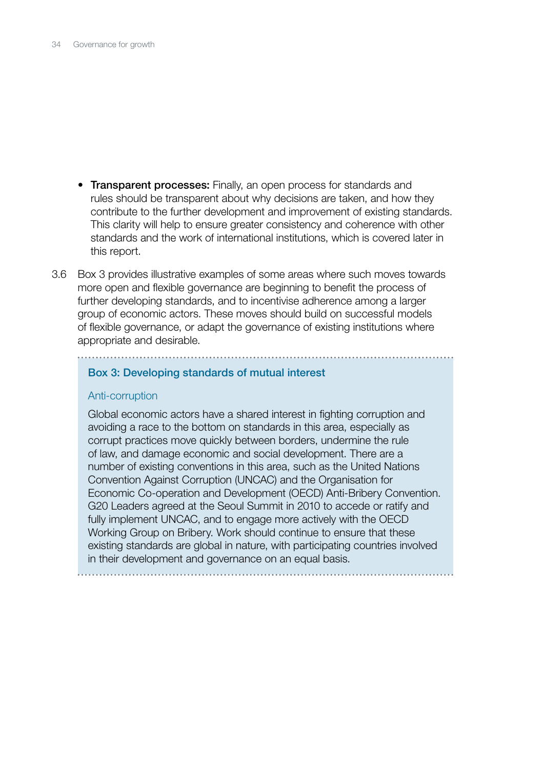- **Transparent processes:** Finally, an open process for standards and rules should be transparent about why decisions are taken, and how they contribute to the further development and improvement of existing standards. This clarity will help to ensure greater consistency and coherence with other standards and the work of international institutions, which is covered later in this report.

3.6 Box 3 provides illustrative examples of some areas where such moves towards more open and flexible governance are beginning to benefit the process of further developing standards, and to incentivise adherence among a larger group of economic actors. These moves should build on successful models of flexible governance, or adapt the governance of existing institutions where appropriate and desirable.

### Box 3: Developing standards of mutual interest

#### Anti-corruption

Global economic actors have a shared interest in fighting corruption and avoiding a race to the bottom on standards in this area, especially as corrupt practices move quickly between borders, undermine the rule of law, and damage economic and social development. There are a number of existing conventions in this area, such as the United Nations Convention Against Corruption (UNCAC) and the Organisation for Economic Co-operation and Development (OECD) Anti-Bribery Convention. G20 Leaders agreed at the Seoul Summit in 2010 to accede or ratify and fully implement UNCAC, and to engage more actively with the OECD Working Group on Bribery. Work should continue to ensure that these existing standards are global in nature, with participating countries involved in their development and governance on an equal basis.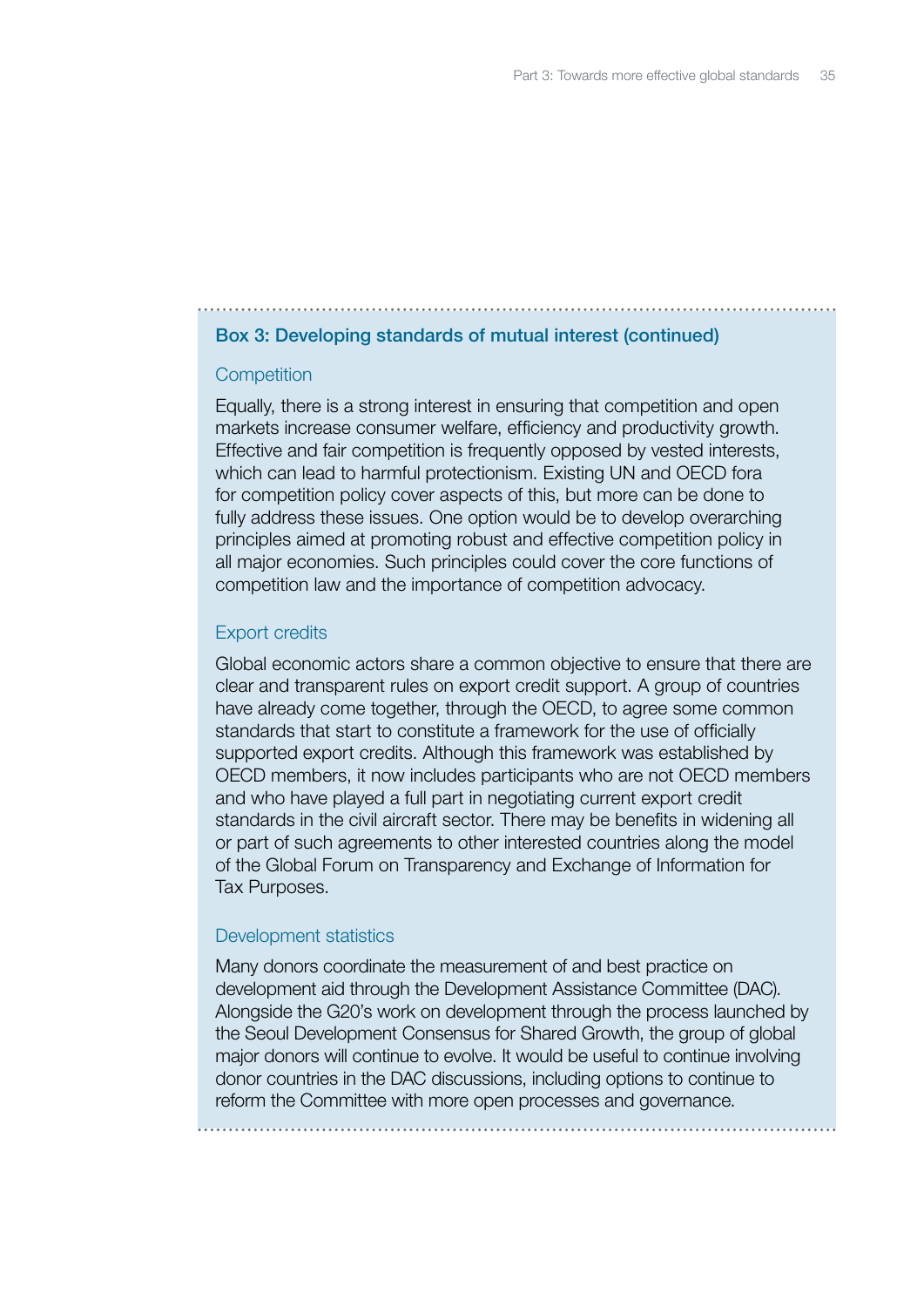### Box 3: Developing standards of mutual interest (continued)

#### Competition

Equally, there is a strong interest in ensuring that competition and open markets increase consumer welfare, efficiency and productivity growth. Effective and fair competition is frequently opposed by vested interests, which can lead to harmful protectionism. Existing UN and OECD fora for competition policy cover aspects of this, but more can be done to fully address these issues. One option would be to develop overarching principles aimed at promoting robust and effective competition policy in all major economies. Such principles could cover the core functions of competition law and the importance of competition advocacy.

#### Export credits

Global economic actors share a common objective to ensure that there are clear and transparent rules on export credit support. A group of countries have already come together, through the OECD, to agree some common standards that start to constitute a framework for the use of officially supported export credits. Although this framework was established by OECD members, it now includes participants who are not OECD members and who have played a full part in negotiating current export credit standards in the civil aircraft sector. There may be benefits in widening all or part of such agreements to other interested countries along the model of the Global Forum on Transparency and Exchange of Information for Tax Purposes.

#### Development statistics

Many donors coordinate the measurement of and best practice on development aid through the Development Assistance Committee (DAC). Alongside the G20's work on development through the process launched by the Seoul Development Consensus for Shared Growth, the group of global major donors will continue to evolve. It would be useful to continue involving donor countries in the DAC discussions, including options to continue to reform the Committee with more open processes and governance.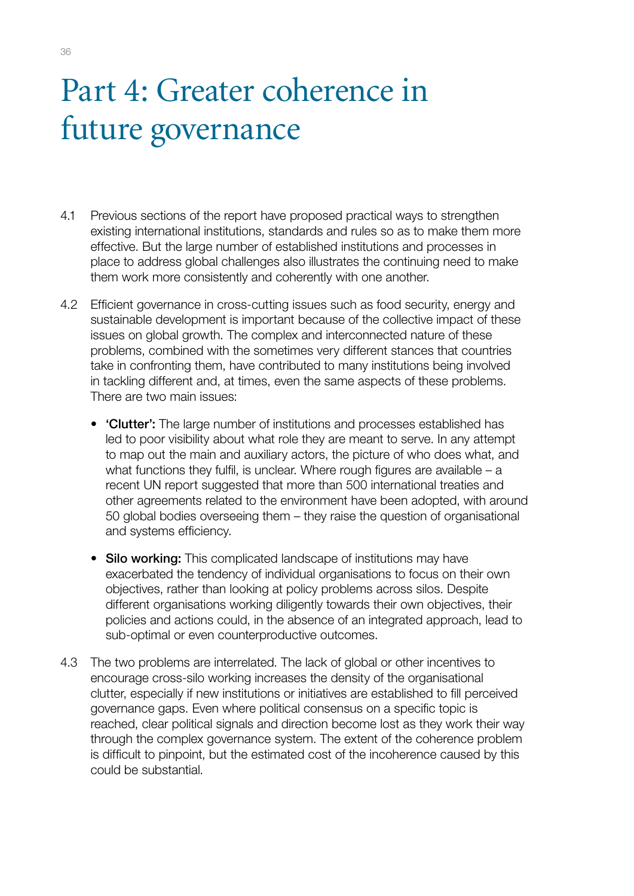# Part 4: Greater coherence in future governance

4.1 Previous sections of the report have proposed practical ways to strengthen existing international institutions, standards and rules so as to make them more effective. But the large number of established institutions and processes in place to address global challenges also illustrates the continuing need to make them work more consistently and coherently with one another.

4.2 Efficient governance in cross-cutting issues such as food security, energy and sustainable development is important because of the collective impact of these issues on global growth. The complex and interconnected nature of these problems, combined with the sometimes very different stances that countries take in confronting them, have contributed to many institutions being involved in tackling different and, at times, even the same aspects of these problems. There are two main issues:

- **'Clutter':** The large number of institutions and processes established has led to poor visibility about what role they are meant to serve. In any attempt to map out the main and auxiliary actors, the picture of who does what, and what functions they fulfil, is unclear. Where rough figures are available – a recent UN report suggested that more than 500 international treaties and other agreements related to the environment have been adopted, with around 50 global bodies overseeing them – they raise the question of organisational and systems efficiency.

- **Silo working:** This complicated landscape of institutions may have exacerbated the tendency of individual organisations to focus on their own objectives, rather than looking at policy problems across silos. Despite different organisations working diligently towards their own objectives, their policies and actions could, in the absence of an integrated approach, lead to sub-optimal or even counterproductive outcomes.

4.3 The two problems are interrelated. The lack of global or other incentives to encourage cross-silo working increases the density of the organisational clutter, especially if new institutions or initiatives are established to fill perceived governance gaps. Even where political consensus on a specific topic is reached, clear political signals and direction become lost as they work their way through the complex governance system. The extent of the coherence problem is difficult to pinpoint, but the estimated cost of the incoherence caused by this could be substantial.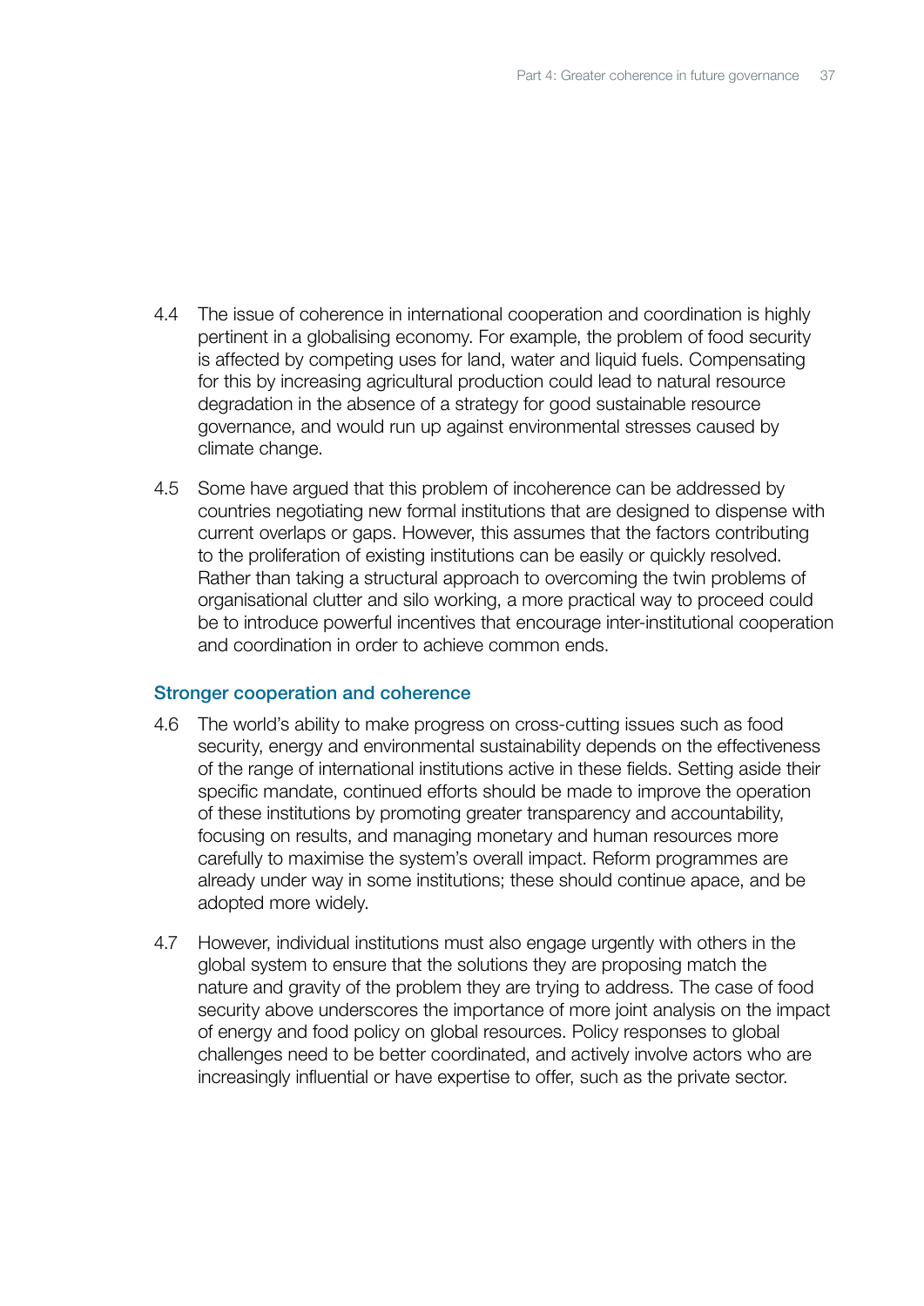4.4 The issue of coherence in international cooperation and coordination is highly pertinent in a globalising economy. For example, the problem of food security is affected by competing uses for land, water and liquid fuels. Compensating for this by increasing agricultural production could lead to natural resource degradation in the absence of a strategy for good sustainable resource governance, and would run up against environmental stresses caused by climate change.

4.5 Some have argued that this problem of incoherence can be addressed by countries negotiating new formal institutions that are designed to dispense with current overlaps or gaps. However, this assumes that the factors contributing to the proliferation of existing institutions can be easily or quickly resolved. Rather than taking a structural approach to overcoming the twin problems of organisational clutter and silo working, a more practical way to proceed could be to introduce powerful incentives that encourage inter-institutional cooperation and coordination in order to achieve common ends.

### Stronger cooperation and coherence

4.6 The world's ability to make progress on cross-cutting issues such as food security, energy and environmental sustainability depends on the effectiveness of the range of international institutions active in these fields. Setting aside their specific mandate, continued efforts should be made to improve the operation of these institutions by promoting greater transparency and accountability, focusing on results, and managing monetary and human resources more carefully to maximise the system's overall impact. Reform programmes are already under way in some institutions; these should continue apace, and be adopted more widely.

4.7 However, individual institutions must also engage urgently with others in the global system to ensure that the solutions they are proposing match the nature and gravity of the problem they are trying to address. The case of food security above underscores the importance of more joint analysis on the impact of energy and food policy on global resources. Policy responses to global challenges need to be better coordinated, and actively involve actors who are increasingly influential or have expertise to offer, such as the private sector.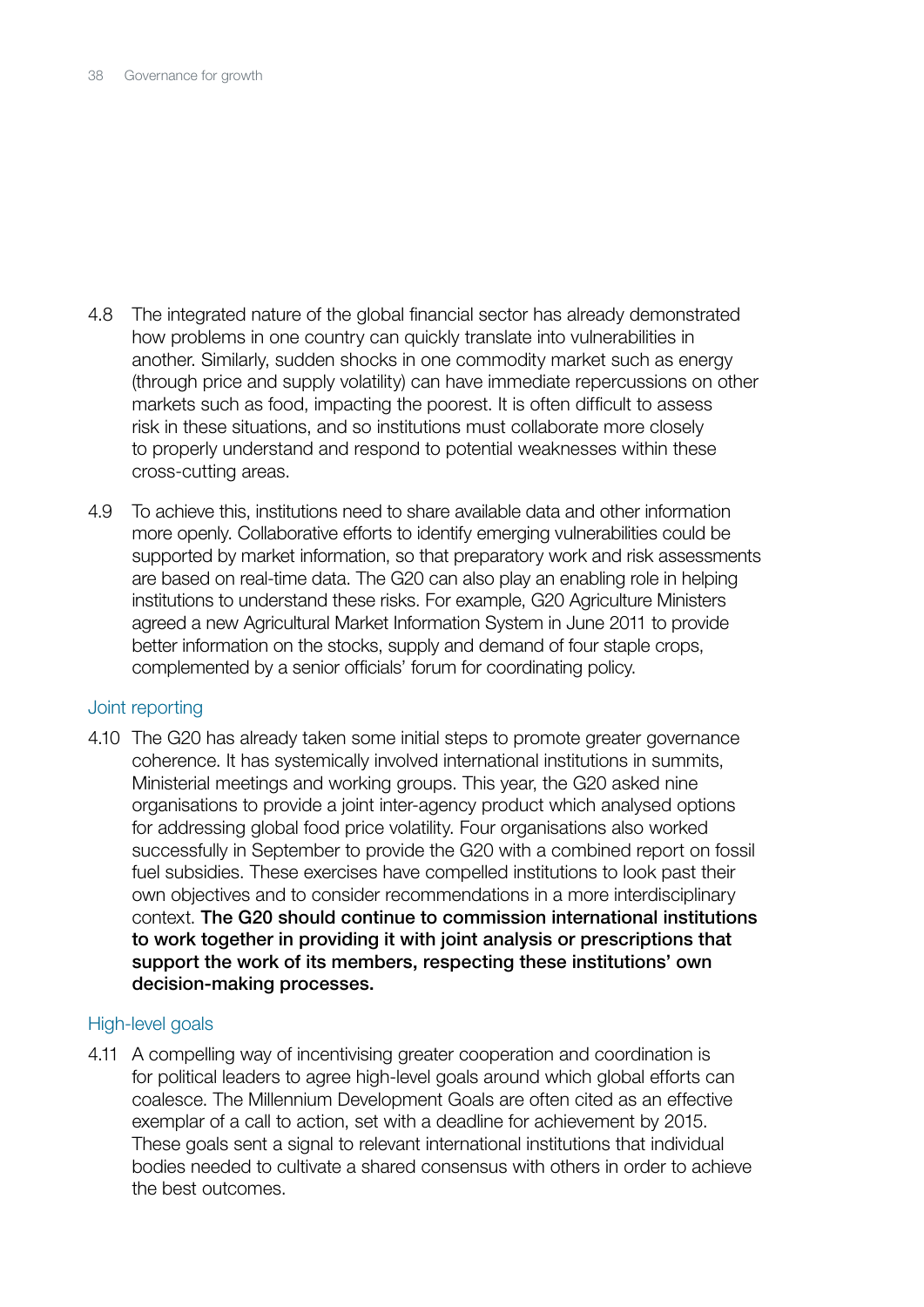4.8 The integrated nature of the global financial sector has already demonstrated how problems in one country can quickly translate into vulnerabilities in another. Similarly, sudden shocks in one commodity market such as energy (through price and supply volatility) can have immediate repercussions on other markets such as food, impacting the poorest. It is often difficult to assess risk in these situations, and so institutions must collaborate more closely to properly understand and respond to potential weaknesses within these cross-cutting areas.

4.9 To achieve this, institutions need to share available data and other information more openly. Collaborative efforts to identify emerging vulnerabilities could be supported by market information, so that preparatory work and risk assessments are based on real-time data. The G20 can also play an enabling role in helping institutions to understand these risks. For example, G20 Agriculture Ministers agreed a new Agricultural Market Information System in June 2011 to provide better information on the stocks, supply and demand of four staple crops, complemented by a senior officials' forum for coordinating policy.

### Joint reporting

4.10 The G20 has already taken some initial steps to promote greater governance coherence. It has systemically involved international institutions in summits, Ministerial meetings and working groups. This year, the G20 asked nine organisations to provide a joint inter-agency product which analysed options for addressing global food price volatility. Four organisations also worked successfully in September to provide the G20 with a combined report on fossil fuel subsidies. These exercises have compelled institutions to look past their own objectives and to consider recommendations in a more interdisciplinary context. **The G20 should continue to commission international institutions to work together in providing it with joint analysis or prescriptions that support the work of its members, respecting these institutions' own decision-making processes.**

### High-level goals

4.11 A compelling way of incentivising greater cooperation and coordination is for political leaders to agree high-level goals around which global efforts can coalesce. The Millennium Development Goals are often cited as an effective exemplar of a call to action, set with a deadline for achievement by 2015. These goals sent a signal to relevant international institutions that individual bodies needed to cultivate a shared consensus with others in order to achieve the best outcomes.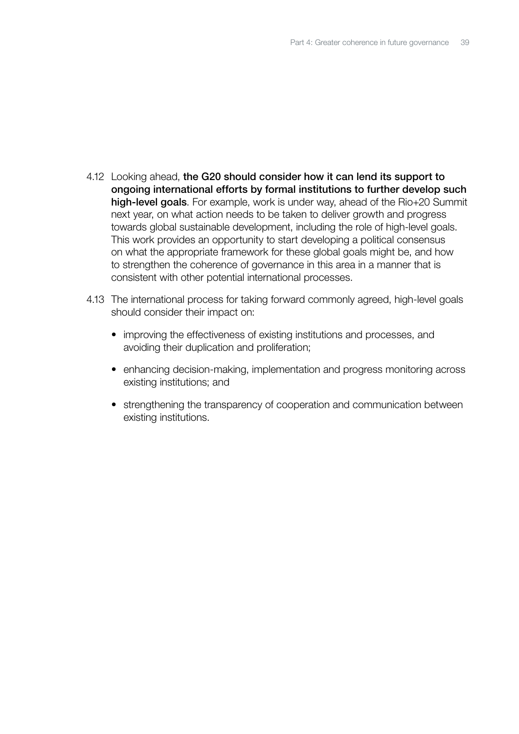4.12 Looking ahead, **the G20 should consider how it can lend its support to ongoing international efforts by formal institutions to further develop such high-level goals**. For example, work is under way, ahead of the Rio+20 Summit next year, on what action needs to be taken to deliver growth and progress towards global sustainable development, including the role of high-level goals. This work provides an opportunity to start developing a political consensus on what the appropriate framework for these global goals might be, and how to strengthen the coherence of governance in this area in a manner that is consistent with other potential international processes.

4.13 The international process for taking forward commonly agreed, high-level goals should consider their impact on:

- improving the effectiveness of existing institutions and processes, and avoiding their duplication and proliferation;
- enhancing decision-making, implementation and progress monitoring across existing institutions; and
- strengthening the transparency of cooperation and communication between existing institutions.